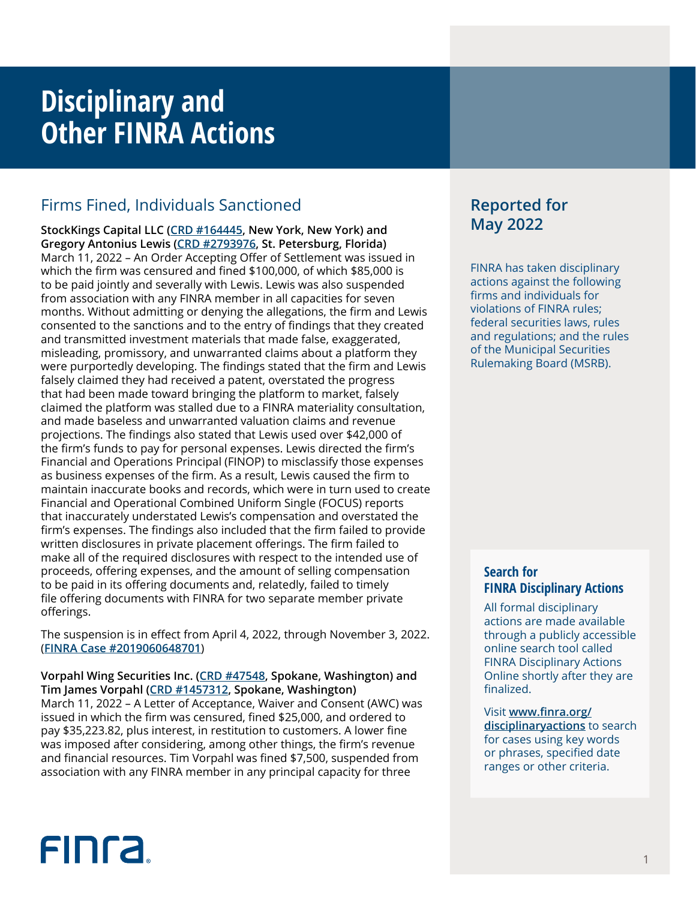# Disciplinary and Other FINRA Actions

## Firms Fined, Individuals Sanctioned

**StockKings Capital LLC (CRD #164445, New York, New York) and Gregory Antonius Lewis (CRD #2793976, St. Petersburg, Florida)**
March 11, 2022 – An Order Accepting Offer of Settlement was issued in which the firm was censured and fined $100,000, of which $85,000 is to be paid jointly and severally with Lewis. Lewis was also suspended from association with any FINRA member in all capacities for seven months. Without admitting or denying the allegations, the firm and Lewis consented to the sanctions and to the entry of findings that they created and transmitted investment materials that made false, exaggerated, misleading, promissory, and unwarranted claims about a platform they were purportedly developing. The findings stated that the firm and Lewis falsely claimed they had received a patent, overstated the progress that had been made toward bringing the platform to market, falsely claimed the platform was stalled due to a FINRA materiality consultation, and made baseless and unwarranted valuation claims and revenue projections. The findings also stated that Lewis used over $42,000 of the firm's funds to pay for personal expenses. Lewis directed the firm's Financial and Operations Principal (FINOP) to misclassify those expenses as business expenses of the firm. As a result, Lewis caused the firm to maintain inaccurate books and records, which were in turn used to create Financial and Operational Combined Uniform Single (FOCUS) reports that inaccurately understated Lewis's compensation and overstated the firm's expenses. The findings also included that the firm failed to provide written disclosures in private placement offerings. The firm failed to make all of the required disclosures with respect to the intended use of proceeds, offering expenses, and the amount of selling compensation to be paid in its offering documents and, relatedly, failed to timely file offering documents with FINRA for two separate member private offerings.

The suspension is in effect from April 4, 2022, through November 3, 2022. (FINRA Case #2019060648701)

**Vorpahl Wing Securities Inc. (CRD #47548, Spokane, Washington) and Tim James Vorpahl (CRD #1457312, Spokane, Washington)**
March 11, 2022 – A Letter of Acceptance, Waiver and Consent (AWC) was issued in which the firm was censured, fined $25,000, and ordered to pay $35,223.82, plus interest, in restitution to customers. A lower fine was imposed after considering, among other things, the firm's revenue and financial resources. Tim Vorpahl was fined $7,500, suspended from association with any FINRA member in any principal capacity for three

## Reported for May 2022

FINRA has taken disciplinary actions against the following firms and individuals for violations of FINRA rules; federal securities laws, rules and regulations; and the rules of the Municipal Securities Rulemaking Board (MSRB).

### Search for FINRA Disciplinary Actions

All formal disciplinary actions are made available through a publicly accessible online search tool called FINRA Disciplinary Actions Online shortly after they are finalized.

Visit **www.finra.org/disciplinaryactions** to search for cases using key words or phrases, specified date ranges or other criteria.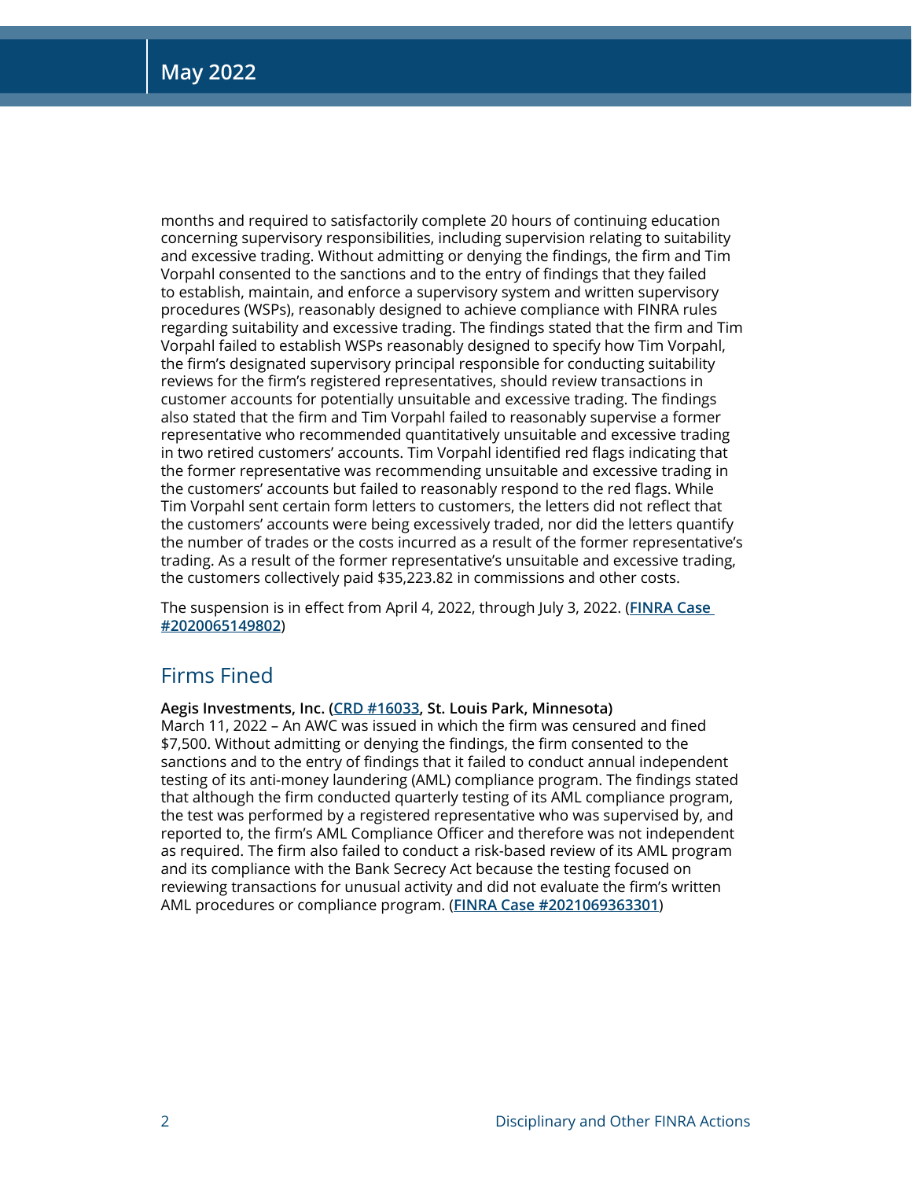months and required to satisfactorily complete 20 hours of continuing education concerning supervisory responsibilities, including supervision relating to suitability and excessive trading. Without admitting or denying the findings, the firm and Tim Vorpahl consented to the sanctions and to the entry of findings that they failed to establish, maintain, and enforce a supervisory system and written supervisory procedures (WSPs), reasonably designed to achieve compliance with FINRA rules regarding suitability and excessive trading. The findings stated that the firm and Tim Vorpahl failed to establish WSPs reasonably designed to specify how Tim Vorpahl, the firm's designated supervisory principal responsible for conducting suitability reviews for the firm's registered representatives, should review transactions in customer accounts for potentially unsuitable and excessive trading. The findings also stated that the firm and Tim Vorpahl failed to reasonably supervise a former representative who recommended quantitatively unsuitable and excessive trading in two retired customers' accounts. Tim Vorpahl identified red flags indicating that the former representative was recommending unsuitable and excessive trading in the customers' accounts but failed to reasonably respond to the red flags. While Tim Vorpahl sent certain form letters to customers, the letters did not reflect that the customers' accounts were being excessively traded, nor did the letters quantify the number of trades or the costs incurred as a result of the former representative's trading. As a result of the former representative's unsuitable and excessive trading, the customers collectively paid $35,223.82 in commissions and other costs.

The suspension is in effect from April 4, 2022, through July 3, 2022. (**FINRA Case #2020065149802**)

## Firms Fined

**Aegis Investments, Inc. (CRD #16033, St. Louis Park, Minnesota)**
March 11, 2022 – An AWC was issued in which the firm was censured and fined $7,500. Without admitting or denying the findings, the firm consented to the sanctions and to the entry of findings that it failed to conduct annual independent testing of its anti-money laundering (AML) compliance program. The findings stated that although the firm conducted quarterly testing of its AML compliance program, the test was performed by a registered representative who was supervised by, and reported to, the firm's AML Compliance Officer and therefore was not independent as required. The firm also failed to conduct a risk-based review of its AML program and its compliance with the Bank Secrecy Act because the testing focused on reviewing transactions for unusual activity and did not evaluate the firm's written AML procedures or compliance program. (**FINRA Case #2021069363301**)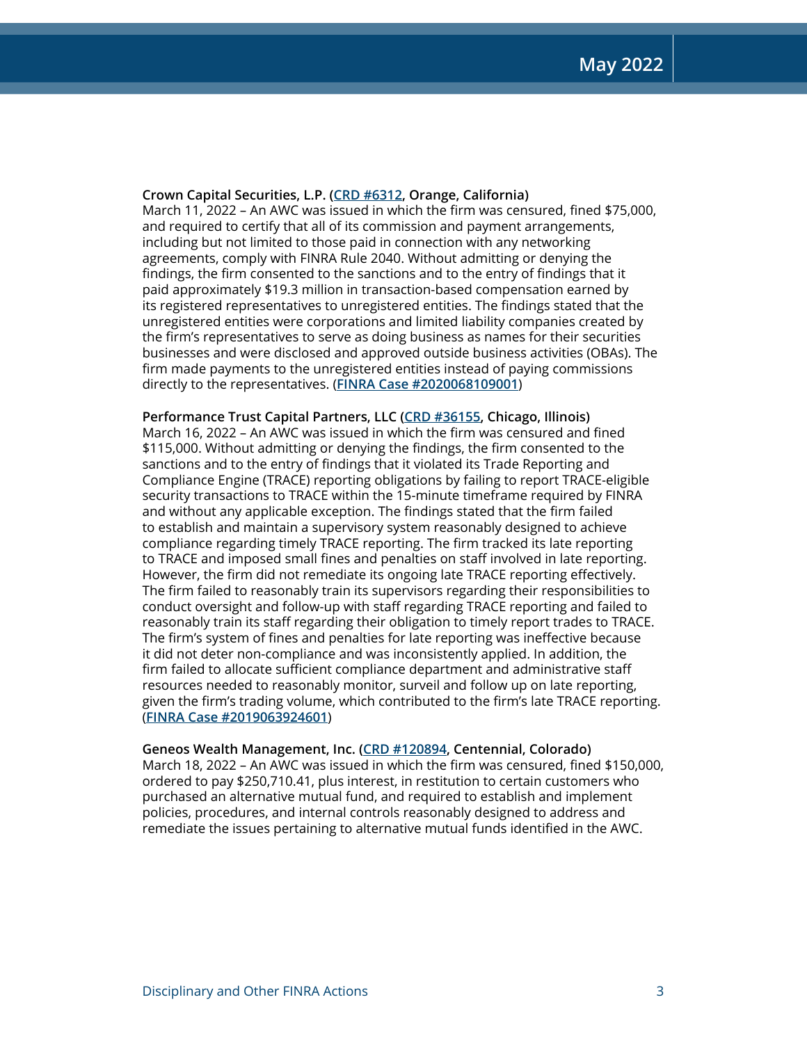**Crown Capital Securities, L.P. (CRD #6312, Orange, California)**
March 11, 2022 – An AWC was issued in which the firm was censured, fined $75,000, and required to certify that all of its commission and payment arrangements, including but not limited to those paid in connection with any networking agreements, comply with FINRA Rule 2040. Without admitting or denying the findings, the firm consented to the sanctions and to the entry of findings that it paid approximately $19.3 million in transaction-based compensation earned by its registered representatives to unregistered entities. The findings stated that the unregistered entities were corporations and limited liability companies created by the firm's representatives to serve as doing business as names for their securities businesses and were disclosed and approved outside business activities (OBAs). The firm made payments to the unregistered entities instead of paying commissions directly to the representatives. (FINRA Case #2020068109001)

**Performance Trust Capital Partners, LLC (CRD #36155, Chicago, Illinois)**
March 16, 2022 – An AWC was issued in which the firm was censured and fined $115,000. Without admitting or denying the findings, the firm consented to the sanctions and to the entry of findings that it violated its Trade Reporting and Compliance Engine (TRACE) reporting obligations by failing to report TRACE-eligible security transactions to TRACE within the 15-minute timeframe required by FINRA and without any applicable exception. The findings stated that the firm failed to establish and maintain a supervisory system reasonably designed to achieve compliance regarding timely TRACE reporting. The firm tracked its late reporting to TRACE and imposed small fines and penalties on staff involved in late reporting. However, the firm did not remediate its ongoing late TRACE reporting effectively. The firm failed to reasonably train its supervisors regarding their responsibilities to conduct oversight and follow-up with staff regarding TRACE reporting and failed to reasonably train its staff regarding their obligation to timely report trades to TRACE. The firm's system of fines and penalties for late reporting was ineffective because it did not deter non-compliance and was inconsistently applied. In addition, the firm failed to allocate sufficient compliance department and administrative staff resources needed to reasonably monitor, surveil and follow up on late reporting, given the firm's trading volume, which contributed to the firm's late TRACE reporting. (FINRA Case #2019063924601)

**Geneos Wealth Management, Inc. (CRD #120894, Centennial, Colorado)**
March 18, 2022 – An AWC was issued in which the firm was censured, fined $150,000, ordered to pay $250,710.41, plus interest, in restitution to certain customers who purchased an alternative mutual fund, and required to establish and implement policies, procedures, and internal controls reasonably designed to address and remediate the issues pertaining to alternative mutual funds identified in the AWC.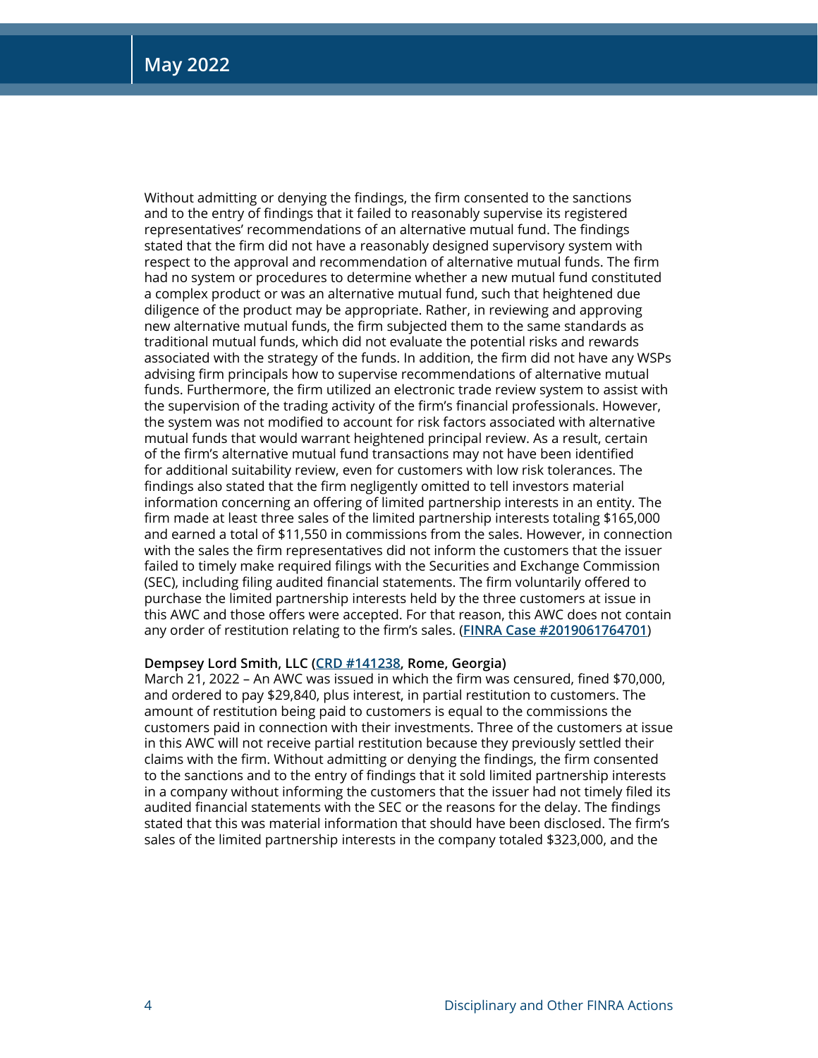Without admitting or denying the findings, the firm consented to the sanctions and to the entry of findings that it failed to reasonably supervise its registered representatives' recommendations of an alternative mutual fund. The findings stated that the firm did not have a reasonably designed supervisory system with respect to the approval and recommendation of alternative mutual funds. The firm had no system or procedures to determine whether a new mutual fund constituted a complex product or was an alternative mutual fund, such that heightened due diligence of the product may be appropriate. Rather, in reviewing and approving new alternative mutual funds, the firm subjected them to the same standards as traditional mutual funds, which did not evaluate the potential risks and rewards associated with the strategy of the funds. In addition, the firm did not have any WSPs advising firm principals how to supervise recommendations of alternative mutual funds. Furthermore, the firm utilized an electronic trade review system to assist with the supervision of the trading activity of the firm's financial professionals. However, the system was not modified to account for risk factors associated with alternative mutual funds that would warrant heightened principal review. As a result, certain of the firm's alternative mutual fund transactions may not have been identified for additional suitability review, even for customers with low risk tolerances. The findings also stated that the firm negligently omitted to tell investors material information concerning an offering of limited partnership interests in an entity. The firm made at least three sales of the limited partnership interests totaling $165,000 and earned a total of $11,550 in commissions from the sales. However, in connection with the sales the firm representatives did not inform the customers that the issuer failed to timely make required filings with the Securities and Exchange Commission (SEC), including filing audited financial statements. The firm voluntarily offered to purchase the limited partnership interests held by the three customers at issue in this AWC and those offers were accepted. For that reason, this AWC does not contain any order of restitution relating to the firm's sales. (**FINRA Case #2019061764701**)

**Dempsey Lord Smith, LLC (CRD #141238, Rome, Georgia)**
March 21, 2022 – An AWC was issued in which the firm was censured, fined $70,000, and ordered to pay $29,840, plus interest, in partial restitution to customers. The amount of restitution being paid to customers is equal to the commissions the customers paid in connection with their investments. Three of the customers at issue in this AWC will not receive partial restitution because they previously settled their claims with the firm. Without admitting or denying the findings, the firm consented to the sanctions and to the entry of findings that it sold limited partnership interests in a company without informing the customers that the issuer had not timely filed its audited financial statements with the SEC or the reasons for the delay. The findings stated that this was material information that should have been disclosed. The firm's sales of the limited partnership interests in the company totaled $323,000, and the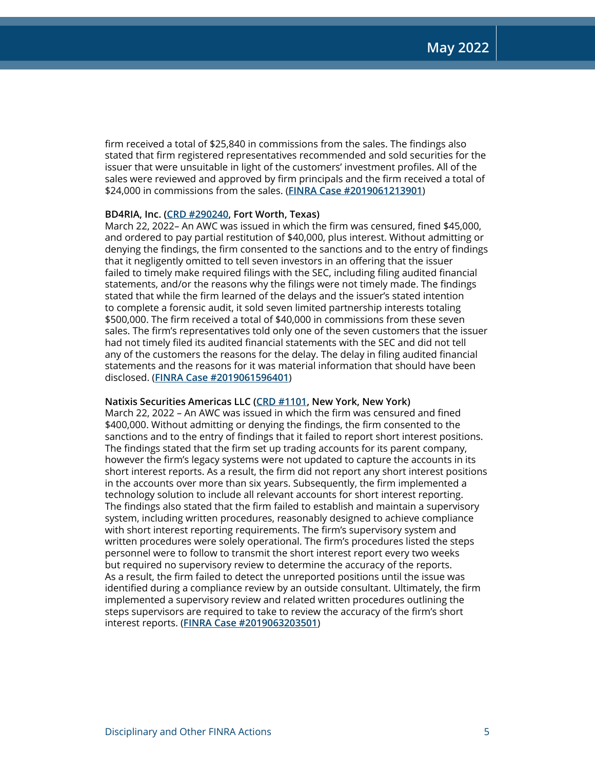firm received a total of $25,840 in commissions from the sales. The findings also stated that firm registered representatives recommended and sold securities for the issuer that were unsuitable in light of the customers' investment profiles. All of the sales were reviewed and approved by firm principals and the firm received a total of $24,000 in commissions from the sales. (**FINRA Case #2019061213901**)

**BD4RIA, Inc. (CRD #290240, Fort Worth, Texas)**
March 22, 2022– An AWC was issued in which the firm was censured, fined $45,000, and ordered to pay partial restitution of $40,000, plus interest. Without admitting or denying the findings, the firm consented to the sanctions and to the entry of findings that it negligently omitted to tell seven investors in an offering that the issuer failed to timely make required filings with the SEC, including filing audited financial statements, and/or the reasons why the filings were not timely made. The findings stated that while the firm learned of the delays and the issuer's stated intention to complete a forensic audit, it sold seven limited partnership interests totaling $500,000. The firm received a total of $40,000 in commissions from these seven sales. The firm's representatives told only one of the seven customers that the issuer had not timely filed its audited financial statements with the SEC and did not tell any of the customers the reasons for the delay. The delay in filing audited financial statements and the reasons for it was material information that should have been disclosed. (**FINRA Case #2019061596401**)

**Natixis Securities Americas LLC (CRD #1101, New York, New York)**
March 22, 2022 – An AWC was issued in which the firm was censured and fined $400,000. Without admitting or denying the findings, the firm consented to the sanctions and to the entry of findings that it failed to report short interest positions. The findings stated that the firm set up trading accounts for its parent company, however the firm's legacy systems were not updated to capture the accounts in its short interest reports. As a result, the firm did not report any short interest positions in the accounts over more than six years. Subsequently, the firm implemented a technology solution to include all relevant accounts for short interest reporting. The findings also stated that the firm failed to establish and maintain a supervisory system, including written procedures, reasonably designed to achieve compliance with short interest reporting requirements. The firm's supervisory system and written procedures were solely operational. The firm's procedures listed the steps personnel were to follow to transmit the short interest report every two weeks but required no supervisory review to determine the accuracy of the reports. As a result, the firm failed to detect the unreported positions until the issue was identified during a compliance review by an outside consultant. Ultimately, the firm implemented a supervisory review and related written procedures outlining the steps supervisors are required to take to review the accuracy of the firm's short interest reports. (**FINRA Case #2019063203501**)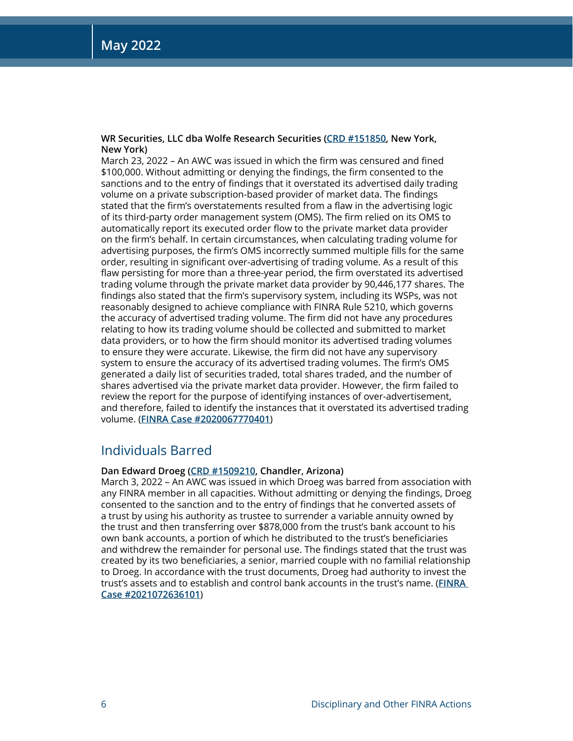**WR Securities, LLC dba Wolfe Research Securities (CRD #151850, New York, New York)**

March 23, 2022 – An AWC was issued in which the firm was censured and fined $100,000. Without admitting or denying the findings, the firm consented to the sanctions and to the entry of findings that it overstated its advertised daily trading volume on a private subscription-based provider of market data. The findings stated that the firm's overstatements resulted from a flaw in the advertising logic of its third-party order management system (OMS). The firm relied on its OMS to automatically report its executed order flow to the private market data provider on the firm's behalf. In certain circumstances, when calculating trading volume for advertising purposes, the firm's OMS incorrectly summed multiple fills for the same order, resulting in significant over-advertising of trading volume. As a result of this flaw persisting for more than a three-year period, the firm overstated its advertised trading volume through the private market data provider by 90,446,177 shares. The findings also stated that the firm's supervisory system, including its WSPs, was not reasonably designed to achieve compliance with FINRA Rule 5210, which governs the accuracy of advertised trading volume. The firm did not have any procedures relating to how its trading volume should be collected and submitted to market data providers, or to how the firm should monitor its advertised trading volumes to ensure they were accurate. Likewise, the firm did not have any supervisory system to ensure the accuracy of its advertised trading volumes. The firm's OMS generated a daily list of securities traded, total shares traded, and the number of shares advertised via the private market data provider. However, the firm failed to review the report for the purpose of identifying instances of over-advertisement, and therefore, failed to identify the instances that it overstated its advertised trading volume. (**FINRA Case #2020067770401**)

## Individuals Barred

**Dan Edward Droeg (CRD #1509210, Chandler, Arizona)**

March 3, 2022 – An AWC was issued in which Droeg was barred from association with any FINRA member in all capacities. Without admitting or denying the findings, Droeg consented to the sanction and to the entry of findings that he converted assets of a trust by using his authority as trustee to surrender a variable annuity owned by the trust and then transferring over $878,000 from the trust's bank account to his own bank accounts, a portion of which he distributed to the trust's beneficiaries and withdrew the remainder for personal use. The findings stated that the trust was created by its two beneficiaries, a senior, married couple with no familial relationship to Droeg. In accordance with the trust documents, Droeg had authority to invest the trust's assets and to establish and control bank accounts in the trust's name. (**FINRA Case #2021072636101**)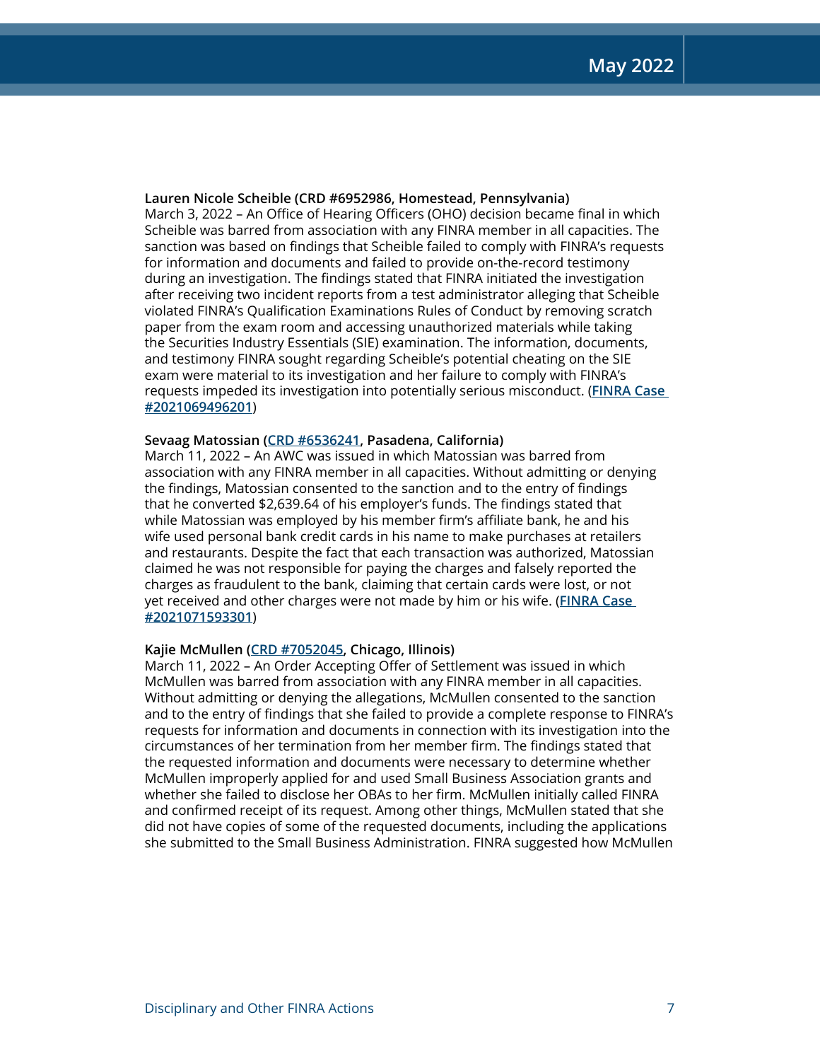**Lauren Nicole Scheible (CRD #6952986, Homestead, Pennsylvania)**
March 3, 2022 – An Office of Hearing Officers (OHO) decision became final in which Scheible was barred from association with any FINRA member in all capacities. The sanction was based on findings that Scheible failed to comply with FINRA's requests for information and documents and failed to provide on-the-record testimony during an investigation. The findings stated that FINRA initiated the investigation after receiving two incident reports from a test administrator alleging that Scheible violated FINRA's Qualification Examinations Rules of Conduct by removing scratch paper from the exam room and accessing unauthorized materials while taking the Securities Industry Essentials (SIE) examination. The information, documents, and testimony FINRA sought regarding Scheible's potential cheating on the SIE exam were material to its investigation and her failure to comply with FINRA's requests impeded its investigation into potentially serious misconduct. (**FINRA Case #2021069496201**)

**Sevaag Matossian (CRD #6536241, Pasadena, California)**
March 11, 2022 – An AWC was issued in which Matossian was barred from association with any FINRA member in all capacities. Without admitting or denying the findings, Matossian consented to the sanction and to the entry of findings that he converted $2,639.64 of his employer's funds. The findings stated that while Matossian was employed by his member firm's affiliate bank, he and his wife used personal bank credit cards in his name to make purchases at retailers and restaurants. Despite the fact that each transaction was authorized, Matossian claimed he was not responsible for paying the charges and falsely reported the charges as fraudulent to the bank, claiming that certain cards were lost, or not yet received and other charges were not made by him or his wife. (**FINRA Case #2021071593301**)

**Kajie McMullen (CRD #7052045, Chicago, Illinois)**
March 11, 2022 – An Order Accepting Offer of Settlement was issued in which McMullen was barred from association with any FINRA member in all capacities. Without admitting or denying the allegations, McMullen consented to the sanction and to the entry of findings that she failed to provide a complete response to FINRA's requests for information and documents in connection with its investigation into the circumstances of her termination from her member firm. The findings stated that the requested information and documents were necessary to determine whether McMullen improperly applied for and used Small Business Association grants and whether she failed to disclose her OBAs to her firm. McMullen initially called FINRA and confirmed receipt of its request. Among other things, McMullen stated that she did not have copies of some of the requested documents, including the applications she submitted to the Small Business Administration. FINRA suggested how McMullen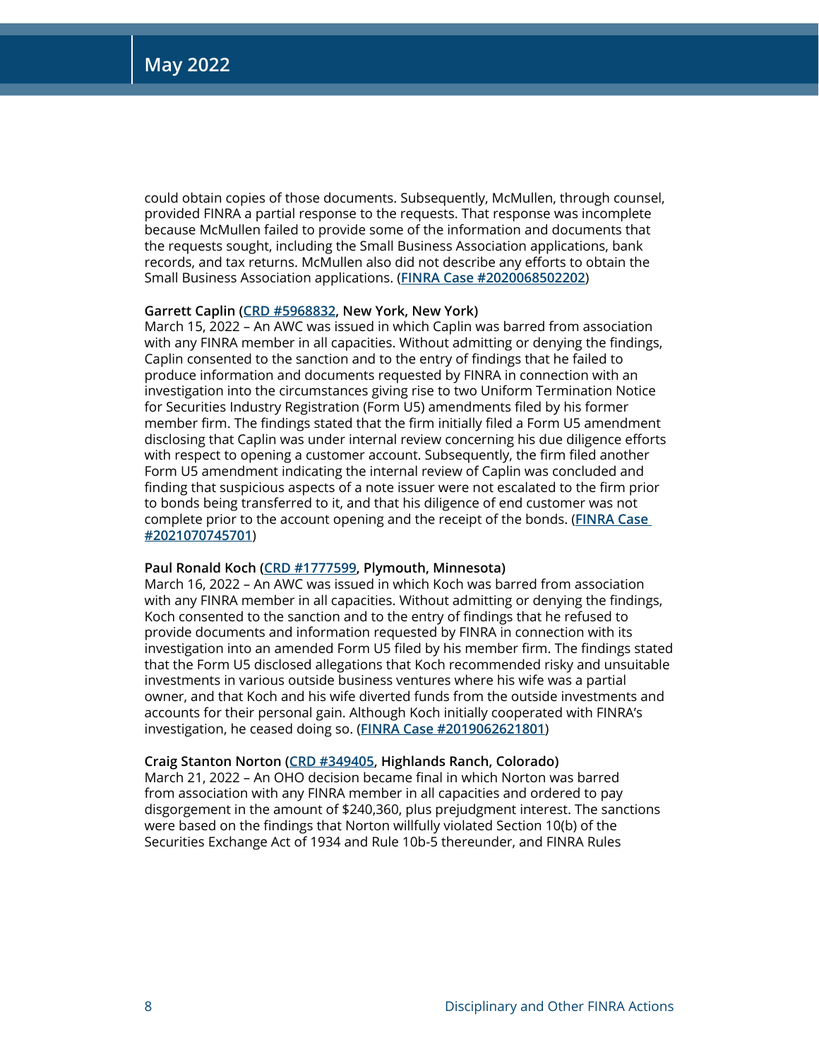could obtain copies of those documents. Subsequently, McMullen, through counsel, provided FINRA a partial response to the requests. That response was incomplete because McMullen failed to provide some of the information and documents that the requests sought, including the Small Business Association applications, bank records, and tax returns. McMullen also did not describe any efforts to obtain the Small Business Association applications. (**FINRA Case #2020068502202**)

**Garrett Caplin (CRD #5968832, New York, New York)**
March 15, 2022 – An AWC was issued in which Caplin was barred from association with any FINRA member in all capacities. Without admitting or denying the findings, Caplin consented to the sanction and to the entry of findings that he failed to produce information and documents requested by FINRA in connection with an investigation into the circumstances giving rise to two Uniform Termination Notice for Securities Industry Registration (Form U5) amendments filed by his former member firm. The findings stated that the firm initially filed a Form U5 amendment disclosing that Caplin was under internal review concerning his due diligence efforts with respect to opening a customer account. Subsequently, the firm filed another Form U5 amendment indicating the internal review of Caplin was concluded and finding that suspicious aspects of a note issuer were not escalated to the firm prior to bonds being transferred to it, and that his diligence of end customer was not complete prior to the account opening and the receipt of the bonds. (**FINRA Case #2021070745701**)

**Paul Ronald Koch (CRD #1777599, Plymouth, Minnesota)**
March 16, 2022 – An AWC was issued in which Koch was barred from association with any FINRA member in all capacities. Without admitting or denying the findings, Koch consented to the sanction and to the entry of findings that he refused to provide documents and information requested by FINRA in connection with its investigation into an amended Form U5 filed by his member firm. The findings stated that the Form U5 disclosed allegations that Koch recommended risky and unsuitable investments in various outside business ventures where his wife was a partial owner, and that Koch and his wife diverted funds from the outside investments and accounts for their personal gain. Although Koch initially cooperated with FINRA's investigation, he ceased doing so. (**FINRA Case #2019062621801**)

**Craig Stanton Norton (CRD #349405, Highlands Ranch, Colorado)**
March 21, 2022 – An OHO decision became final in which Norton was barred from association with any FINRA member in all capacities and ordered to pay disgorgement in the amount of $240,360, plus prejudgment interest. The sanctions were based on the findings that Norton willfully violated Section 10(b) of the Securities Exchange Act of 1934 and Rule 10b-5 thereunder, and FINRA Rules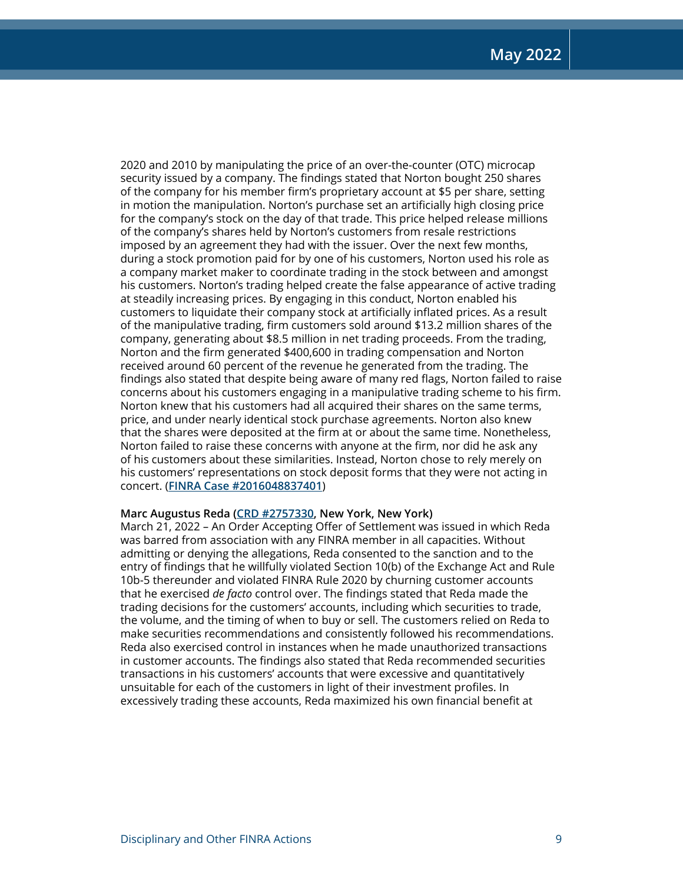2020 and 2010 by manipulating the price of an over-the-counter (OTC) microcap security issued by a company. The findings stated that Norton bought 250 shares of the company for his member firm's proprietary account at $5 per share, setting in motion the manipulation. Norton's purchase set an artificially high closing price for the company's stock on the day of that trade. This price helped release millions of the company's shares held by Norton's customers from resale restrictions imposed by an agreement they had with the issuer. Over the next few months, during a stock promotion paid for by one of his customers, Norton used his role as a company market maker to coordinate trading in the stock between and amongst his customers. Norton's trading helped create the false appearance of active trading at steadily increasing prices. By engaging in this conduct, Norton enabled his customers to liquidate their company stock at artificially inflated prices. As a result of the manipulative trading, firm customers sold around $13.2 million shares of the company, generating about $8.5 million in net trading proceeds. From the trading, Norton and the firm generated $400,600 in trading compensation and Norton received around 60 percent of the revenue he generated from the trading. The findings also stated that despite being aware of many red flags, Norton failed to raise concerns about his customers engaging in a manipulative trading scheme to his firm. Norton knew that his customers had all acquired their shares on the same terms, price, and under nearly identical stock purchase agreements. Norton also knew that the shares were deposited at the firm at or about the same time. Nonetheless, Norton failed to raise these concerns with anyone at the firm, nor did he ask any of his customers about these similarities. Instead, Norton chose to rely merely on his customers' representations on stock deposit forms that they were not acting in concert. (**FINRA Case #2016048837401**)

**Marc Augustus Reda (CRD #2757330, New York, New York)**
March 21, 2022 – An Order Accepting Offer of Settlement was issued in which Reda was barred from association with any FINRA member in all capacities. Without admitting or denying the allegations, Reda consented to the sanction and to the entry of findings that he willfully violated Section 10(b) of the Exchange Act and Rule 10b-5 thereunder and violated FINRA Rule 2020 by churning customer accounts that he exercised *de facto* control over. The findings stated that Reda made the trading decisions for the customers' accounts, including which securities to trade, the volume, and the timing of when to buy or sell. The customers relied on Reda to make securities recommendations and consistently followed his recommendations. Reda also exercised control in instances when he made unauthorized transactions in customer accounts. The findings also stated that Reda recommended securities transactions in his customers' accounts that were excessive and quantitatively unsuitable for each of the customers in light of their investment profiles. In excessively trading these accounts, Reda maximized his own financial benefit at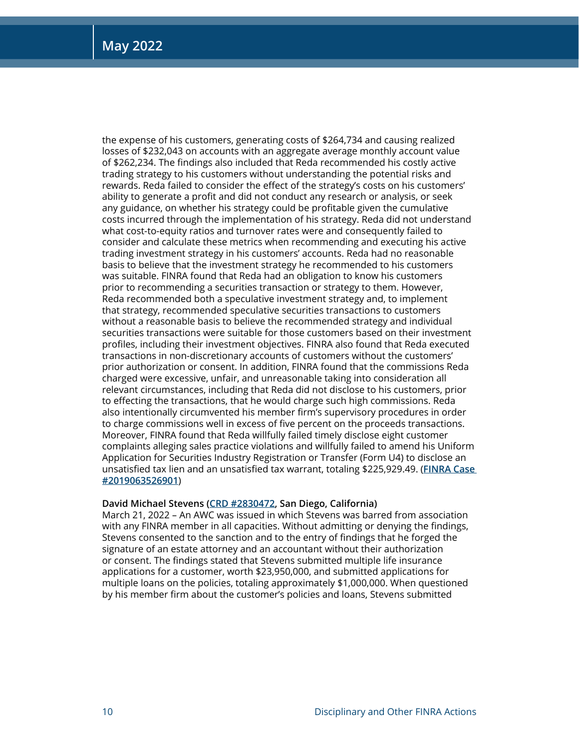the expense of his customers, generating costs of $264,734 and causing realized losses of $232,043 on accounts with an aggregate average monthly account value of $262,234. The findings also included that Reda recommended his costly active trading strategy to his customers without understanding the potential risks and rewards. Reda failed to consider the effect of the strategy's costs on his customers' ability to generate a profit and did not conduct any research or analysis, or seek any guidance, on whether his strategy could be profitable given the cumulative costs incurred through the implementation of his strategy. Reda did not understand what cost-to-equity ratios and turnover rates were and consequently failed to consider and calculate these metrics when recommending and executing his active trading investment strategy in his customers' accounts. Reda had no reasonable basis to believe that the investment strategy he recommended to his customers was suitable. FINRA found that Reda had an obligation to know his customers prior to recommending a securities transaction or strategy to them. However, Reda recommended both a speculative investment strategy and, to implement that strategy, recommended speculative securities transactions to customers without a reasonable basis to believe the recommended strategy and individual securities transactions were suitable for those customers based on their investment profiles, including their investment objectives. FINRA also found that Reda executed transactions in non-discretionary accounts of customers without the customers' prior authorization or consent. In addition, FINRA found that the commissions Reda charged were excessive, unfair, and unreasonable taking into consideration all relevant circumstances, including that Reda did not disclose to his customers, prior to effecting the transactions, that he would charge such high commissions. Reda also intentionally circumvented his member firm's supervisory procedures in order to charge commissions well in excess of five percent on the proceeds transactions. Moreover, FINRA found that Reda willfully failed timely disclose eight customer complaints alleging sales practice violations and willfully failed to amend his Uniform Application for Securities Industry Registration or Transfer (Form U4) to disclose an unsatisfied tax lien and an unsatisfied tax warrant, totaling $225,929.49. (**FINRA Case #2019063526901**)

**David Michael Stevens (CRD #2830472, San Diego, California)**
March 21, 2022 – An AWC was issued in which Stevens was barred from association with any FINRA member in all capacities. Without admitting or denying the findings, Stevens consented to the sanction and to the entry of findings that he forged the signature of an estate attorney and an accountant without their authorization or consent. The findings stated that Stevens submitted multiple life insurance applications for a customer, worth $23,950,000, and submitted applications for multiple loans on the policies, totaling approximately $1,000,000. When questioned by his member firm about the customer's policies and loans, Stevens submitted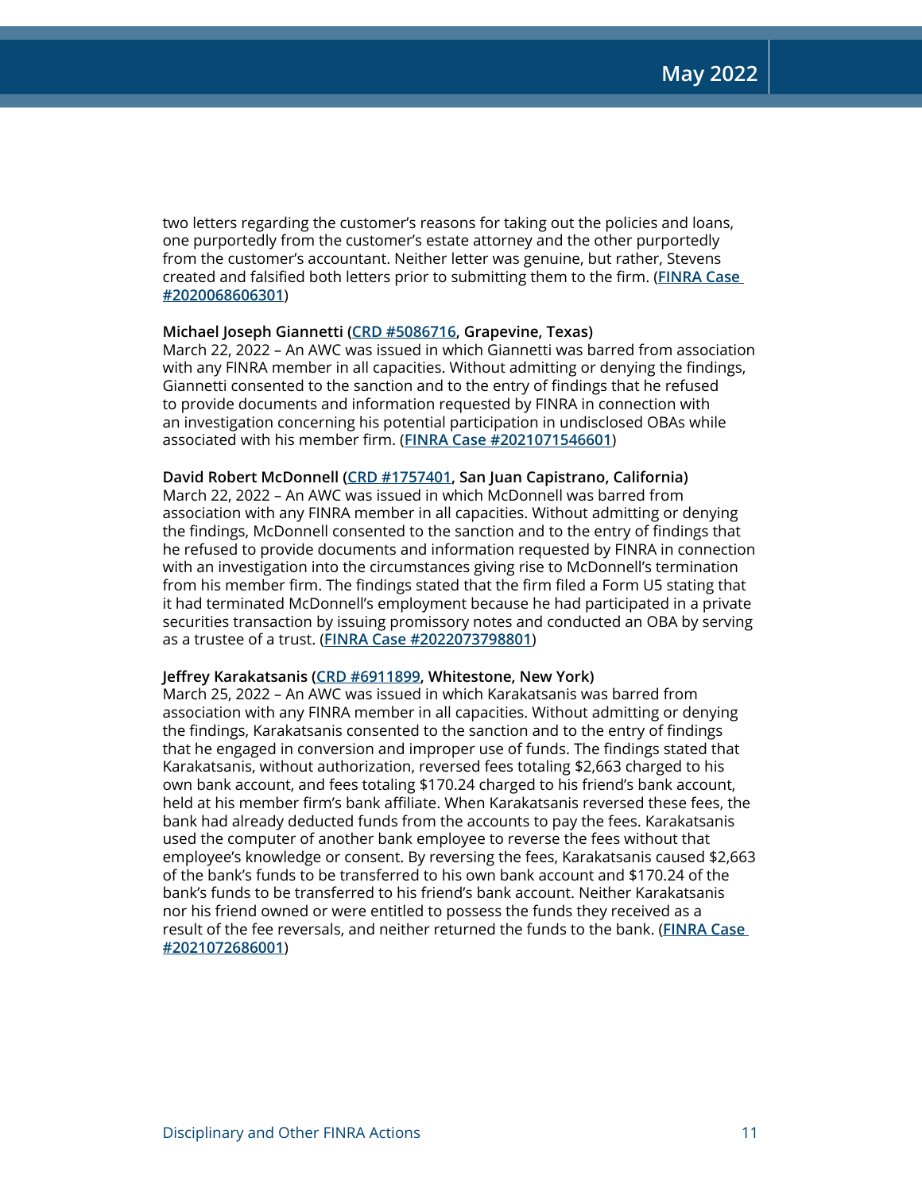two letters regarding the customer's reasons for taking out the policies and loans, one purportedly from the customer's estate attorney and the other purportedly from the customer's accountant. Neither letter was genuine, but rather, Stevens created and falsified both letters prior to submitting them to the firm. (**FINRA Case #2020068606301**)

**Michael Joseph Giannetti (CRD #5086716, Grapevine, Texas)**
March 22, 2022 – An AWC was issued in which Giannetti was barred from association with any FINRA member in all capacities. Without admitting or denying the findings, Giannetti consented to the sanction and to the entry of findings that he refused to provide documents and information requested by FINRA in connection with an investigation concerning his potential participation in undisclosed OBAs while associated with his member firm. (**FINRA Case #2021071546601**)

**David Robert McDonnell (CRD #1757401, San Juan Capistrano, California)**
March 22, 2022 – An AWC was issued in which McDonnell was barred from association with any FINRA member in all capacities. Without admitting or denying the findings, McDonnell consented to the sanction and to the entry of findings that he refused to provide documents and information requested by FINRA in connection with an investigation into the circumstances giving rise to McDonnell's termination from his member firm. The findings stated that the firm filed a Form U5 stating that it had terminated McDonnell's employment because he had participated in a private securities transaction by issuing promissory notes and conducted an OBA by serving as a trustee of a trust. (**FINRA Case #2022073798801**)

**Jeffrey Karakatsanis (CRD #6911899, Whitestone, New York)**
March 25, 2022 – An AWC was issued in which Karakatsanis was barred from association with any FINRA member in all capacities. Without admitting or denying the findings, Karakatsanis consented to the sanction and to the entry of findings that he engaged in conversion and improper use of funds. The findings stated that Karakatsanis, without authorization, reversed fees totaling $2,663 charged to his own bank account, and fees totaling $170.24 charged to his friend's bank account, held at his member firm's bank affiliate. When Karakatsanis reversed these fees, the bank had already deducted funds from the accounts to pay the fees. Karakatsanis used the computer of another bank employee to reverse the fees without that employee's knowledge or consent. By reversing the fees, Karakatsanis caused $2,663 of the bank's funds to be transferred to his own bank account and $170.24 of the bank's funds to be transferred to his friend's bank account. Neither Karakatsanis nor his friend owned or were entitled to possess the funds they received as a result of the fee reversals, and neither returned the funds to the bank. (**FINRA Case #2021072686001**)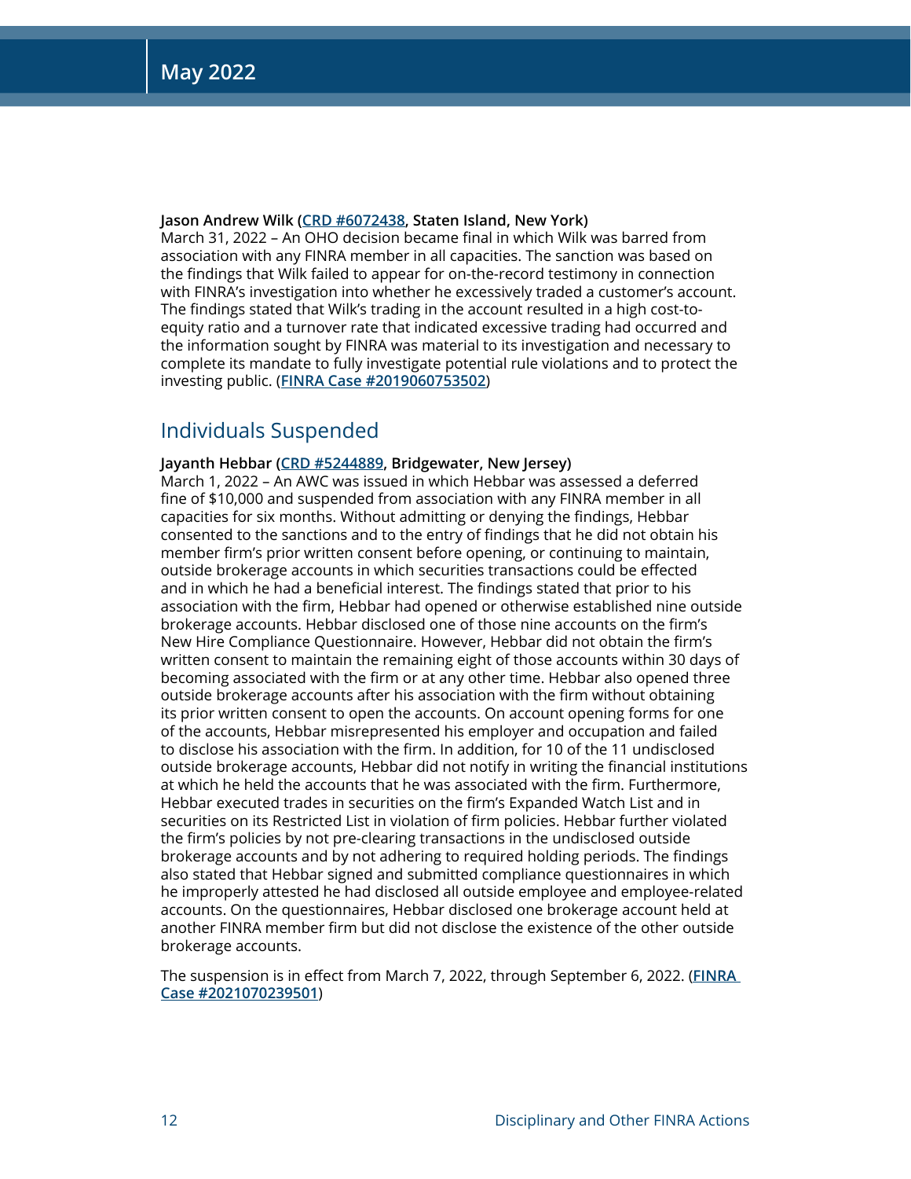**Jason Andrew Wilk (CRD #6072438, Staten Island, New York)**
March 31, 2022 – An OHO decision became final in which Wilk was barred from association with any FINRA member in all capacities. The sanction was based on the findings that Wilk failed to appear for on-the-record testimony in connection with FINRA's investigation into whether he excessively traded a customer's account. The findings stated that Wilk's trading in the account resulted in a high cost-to-equity ratio and a turnover rate that indicated excessive trading had occurred and the information sought by FINRA was material to its investigation and necessary to complete its mandate to fully investigate potential rule violations and to protect the investing public. (**FINRA Case #2019060753502**)

## Individuals Suspended

**Jayanth Hebbar (CRD #5244889, Bridgewater, New Jersey)**
March 1, 2022 – An AWC was issued in which Hebbar was assessed a deferred fine of $10,000 and suspended from association with any FINRA member in all capacities for six months. Without admitting or denying the findings, Hebbar consented to the sanctions and to the entry of findings that he did not obtain his member firm's prior written consent before opening, or continuing to maintain, outside brokerage accounts in which securities transactions could be effected and in which he had a beneficial interest. The findings stated that prior to his association with the firm, Hebbar had opened or otherwise established nine outside brokerage accounts. Hebbar disclosed one of those nine accounts on the firm's New Hire Compliance Questionnaire. However, Hebbar did not obtain the firm's written consent to maintain the remaining eight of those accounts within 30 days of becoming associated with the firm or at any other time. Hebbar also opened three outside brokerage accounts after his association with the firm without obtaining its prior written consent to open the accounts. On account opening forms for one of the accounts, Hebbar misrepresented his employer and occupation and failed to disclose his association with the firm. In addition, for 10 of the 11 undisclosed outside brokerage accounts, Hebbar did not notify in writing the financial institutions at which he held the accounts that he was associated with the firm. Furthermore, Hebbar executed trades in securities on the firm's Expanded Watch List and in securities on its Restricted List in violation of firm policies. Hebbar further violated the firm's policies by not pre-clearing transactions in the undisclosed outside brokerage accounts and by not adhering to required holding periods. The findings also stated that Hebbar signed and submitted compliance questionnaires in which he improperly attested he had disclosed all outside employee and employee-related accounts. On the questionnaires, Hebbar disclosed one brokerage account held at another FINRA member firm but did not disclose the existence of the other outside brokerage accounts.

The suspension is in effect from March 7, 2022, through September 6, 2022. (**FINRA Case #2021070239501**)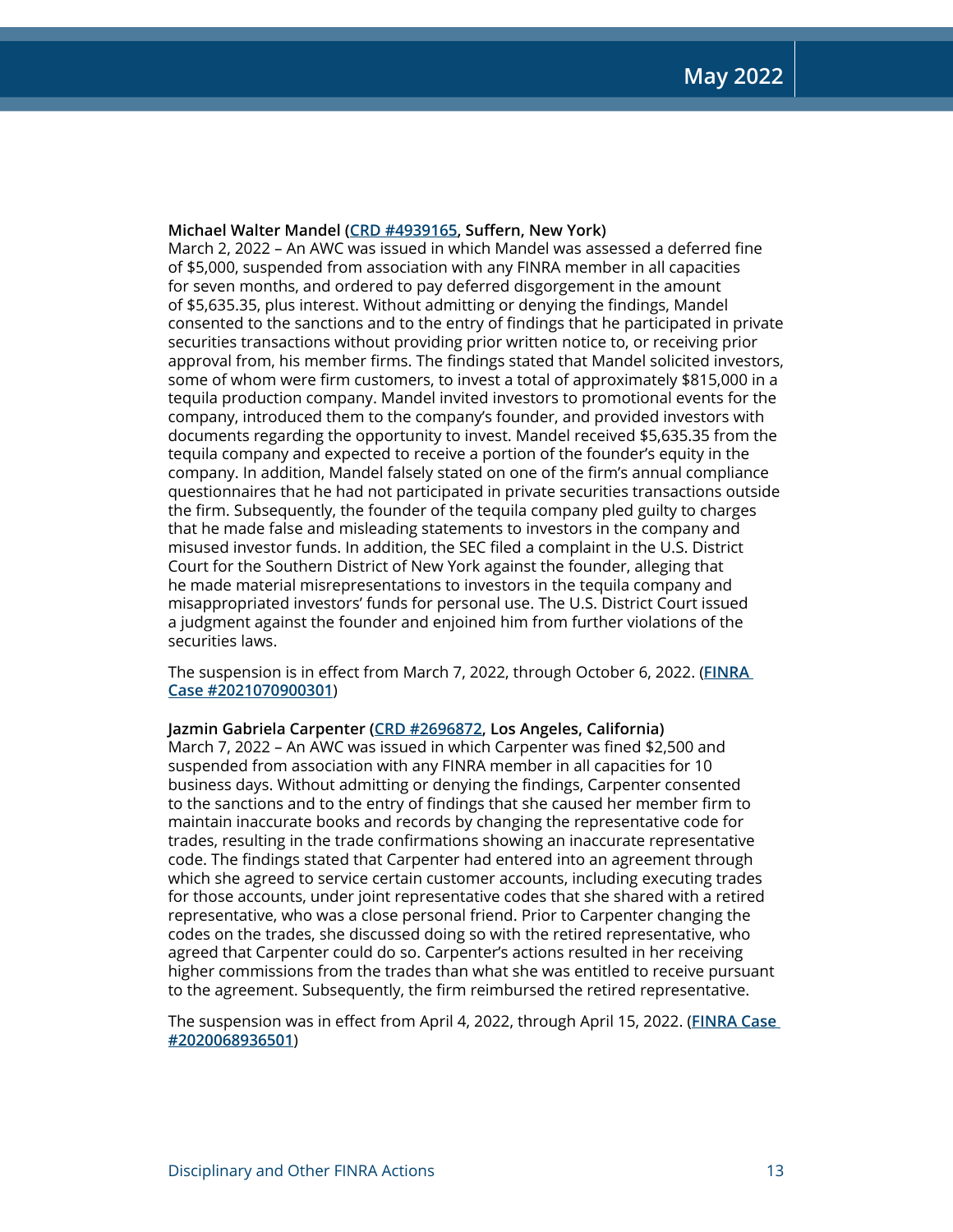**Michael Walter Mandel (CRD #4939165, Suffern, New York)**
March 2, 2022 – An AWC was issued in which Mandel was assessed a deferred fine of $5,000, suspended from association with any FINRA member in all capacities for seven months, and ordered to pay deferred disgorgement in the amount of $5,635.35, plus interest. Without admitting or denying the findings, Mandel consented to the sanctions and to the entry of findings that he participated in private securities transactions without providing prior written notice to, or receiving prior approval from, his member firms. The findings stated that Mandel solicited investors, some of whom were firm customers, to invest a total of approximately $815,000 in a tequila production company. Mandel invited investors to promotional events for the company, introduced them to the company's founder, and provided investors with documents regarding the opportunity to invest. Mandel received $5,635.35 from the tequila company and expected to receive a portion of the founder's equity in the company. In addition, Mandel falsely stated on one of the firm's annual compliance questionnaires that he had not participated in private securities transactions outside the firm. Subsequently, the founder of the tequila company pled guilty to charges that he made false and misleading statements to investors in the company and misused investor funds. In addition, the SEC filed a complaint in the U.S. District Court for the Southern District of New York against the founder, alleging that he made material misrepresentations to investors in the tequila company and misappropriated investors' funds for personal use. The U.S. District Court issued a judgment against the founder and enjoined him from further violations of the securities laws.

The suspension is in effect from March 7, 2022, through October 6, 2022. (FINRA Case #2021070900301)

**Jazmin Gabriela Carpenter (CRD #2696872, Los Angeles, California)**
March 7, 2022 – An AWC was issued in which Carpenter was fined $2,500 and suspended from association with any FINRA member in all capacities for 10 business days. Without admitting or denying the findings, Carpenter consented to the sanctions and to the entry of findings that she caused her member firm to maintain inaccurate books and records by changing the representative code for trades, resulting in the trade confirmations showing an inaccurate representative code. The findings stated that Carpenter had entered into an agreement through which she agreed to service certain customer accounts, including executing trades for those accounts, under joint representative codes that she shared with a retired representative, who was a close personal friend. Prior to Carpenter changing the codes on the trades, she discussed doing so with the retired representative, who agreed that Carpenter could do so. Carpenter's actions resulted in her receiving higher commissions from the trades than what she was entitled to receive pursuant to the agreement. Subsequently, the firm reimbursed the retired representative.

The suspension was in effect from April 4, 2022, through April 15, 2022. (FINRA Case #2020068936501)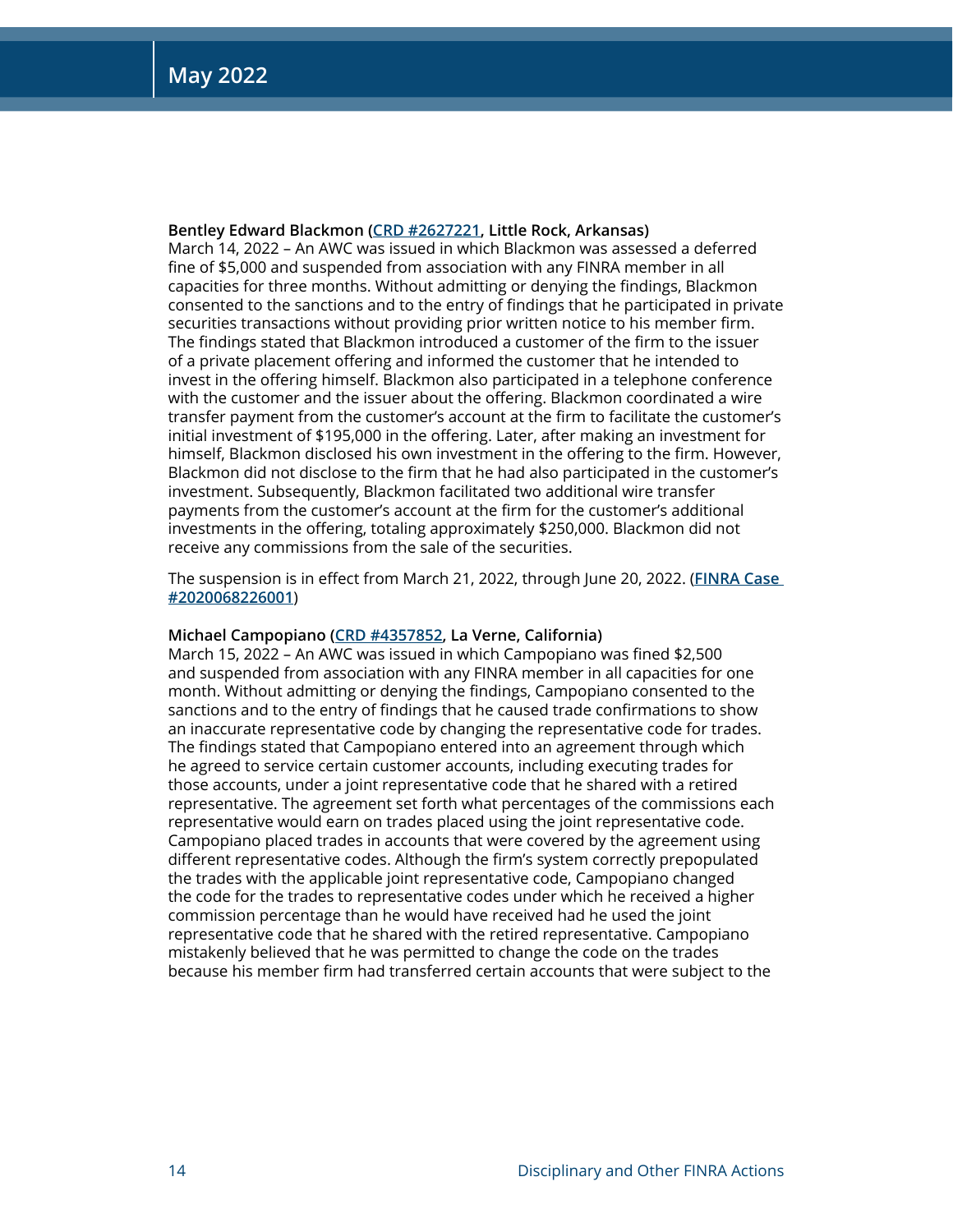**Bentley Edward Blackmon (CRD #2627221, Little Rock, Arkansas)**
March 14, 2022 – An AWC was issued in which Blackmon was assessed a deferred fine of $5,000 and suspended from association with any FINRA member in all capacities for three months. Without admitting or denying the findings, Blackmon consented to the sanctions and to the entry of findings that he participated in private securities transactions without providing prior written notice to his member firm. The findings stated that Blackmon introduced a customer of the firm to the issuer of a private placement offering and informed the customer that he intended to invest in the offering himself. Blackmon also participated in a telephone conference with the customer and the issuer about the offering. Blackmon coordinated a wire transfer payment from the customer's account at the firm to facilitate the customer's initial investment of $195,000 in the offering. Later, after making an investment for himself, Blackmon disclosed his own investment in the offering to the firm. However, Blackmon did not disclose to the firm that he had also participated in the customer's investment. Subsequently, Blackmon facilitated two additional wire transfer payments from the customer's account at the firm for the customer's additional investments in the offering, totaling approximately $250,000. Blackmon did not receive any commissions from the sale of the securities.

The suspension is in effect from March 21, 2022, through June 20, 2022. (FINRA Case #2020068226001)

**Michael Campopiano (CRD #4357852, La Verne, California)**
March 15, 2022 – An AWC was issued in which Campopiano was fined $2,500 and suspended from association with any FINRA member in all capacities for one month. Without admitting or denying the findings, Campopiano consented to the sanctions and to the entry of findings that he caused trade confirmations to show an inaccurate representative code by changing the representative code for trades. The findings stated that Campopiano entered into an agreement through which he agreed to service certain customer accounts, including executing trades for those accounts, under a joint representative code that he shared with a retired representative. The agreement set forth what percentages of the commissions each representative would earn on trades placed using the joint representative code. Campopiano placed trades in accounts that were covered by the agreement using different representative codes. Although the firm's system correctly prepopulated the trades with the applicable joint representative code, Campopiano changed the code for the trades to representative codes under which he received a higher commission percentage than he would have received had he used the joint representative code that he shared with the retired representative. Campopiano mistakenly believed that he was permitted to change the code on the trades because his member firm had transferred certain accounts that were subject to the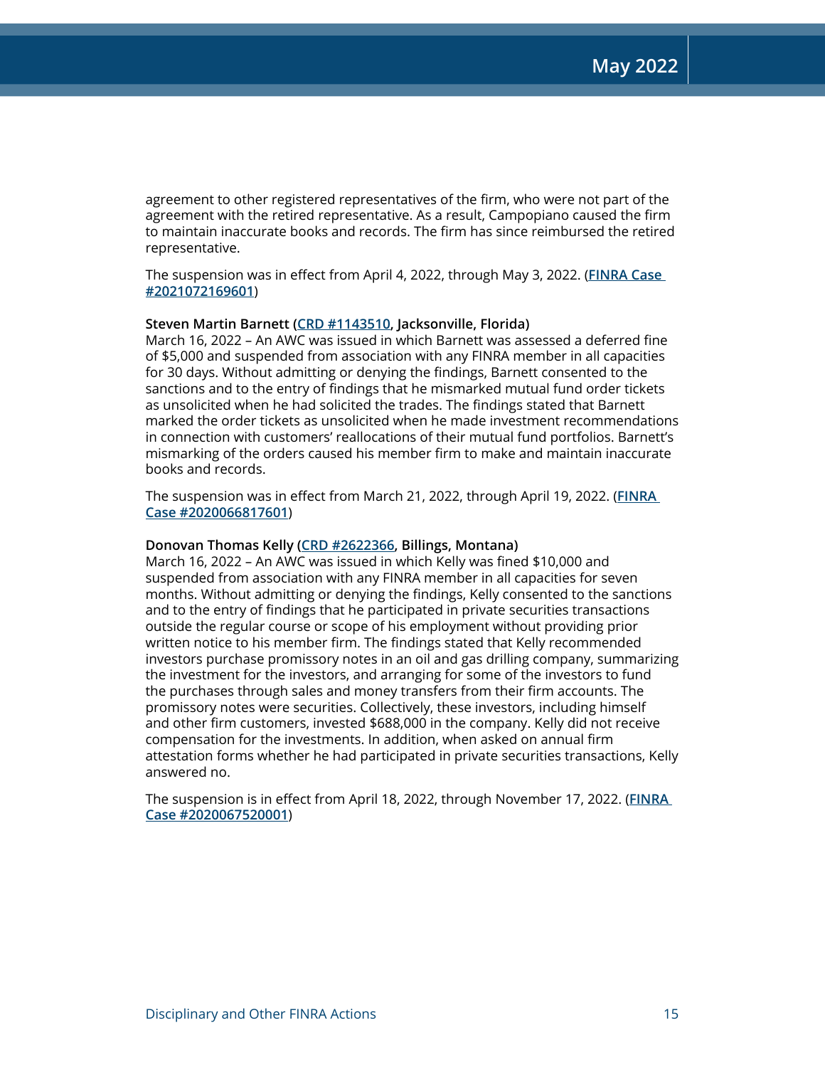agreement to other registered representatives of the firm, who were not part of the agreement with the retired representative. As a result, Campopiano caused the firm to maintain inaccurate books and records. The firm has since reimbursed the retired representative.

The suspension was in effect from April 4, 2022, through May 3, 2022. (FINRA Case #2021072169601)

**Steven Martin Barnett (CRD #1143510, Jacksonville, Florida)**
March 16, 2022 – An AWC was issued in which Barnett was assessed a deferred fine of $5,000 and suspended from association with any FINRA member in all capacities for 30 days. Without admitting or denying the findings, Barnett consented to the sanctions and to the entry of findings that he mismarked mutual fund order tickets as unsolicited when he had solicited the trades. The findings stated that Barnett marked the order tickets as unsolicited when he made investment recommendations in connection with customers' reallocations of their mutual fund portfolios. Barnett's mismarking of the orders caused his member firm to make and maintain inaccurate books and records.

The suspension was in effect from March 21, 2022, through April 19, 2022. (FINRA Case #2020066817601)

**Donovan Thomas Kelly (CRD #2622366, Billings, Montana)**
March 16, 2022 – An AWC was issued in which Kelly was fined $10,000 and suspended from association with any FINRA member in all capacities for seven months. Without admitting or denying the findings, Kelly consented to the sanctions and to the entry of findings that he participated in private securities transactions outside the regular course or scope of his employment without providing prior written notice to his member firm. The findings stated that Kelly recommended investors purchase promissory notes in an oil and gas drilling company, summarizing the investment for the investors, and arranging for some of the investors to fund the purchases through sales and money transfers from their firm accounts. The promissory notes were securities. Collectively, these investors, including himself and other firm customers, invested $688,000 in the company. Kelly did not receive compensation for the investments. In addition, when asked on annual firm attestation forms whether he had participated in private securities transactions, Kelly answered no.

The suspension is in effect from April 18, 2022, through November 17, 2022. (FINRA Case #2020067520001)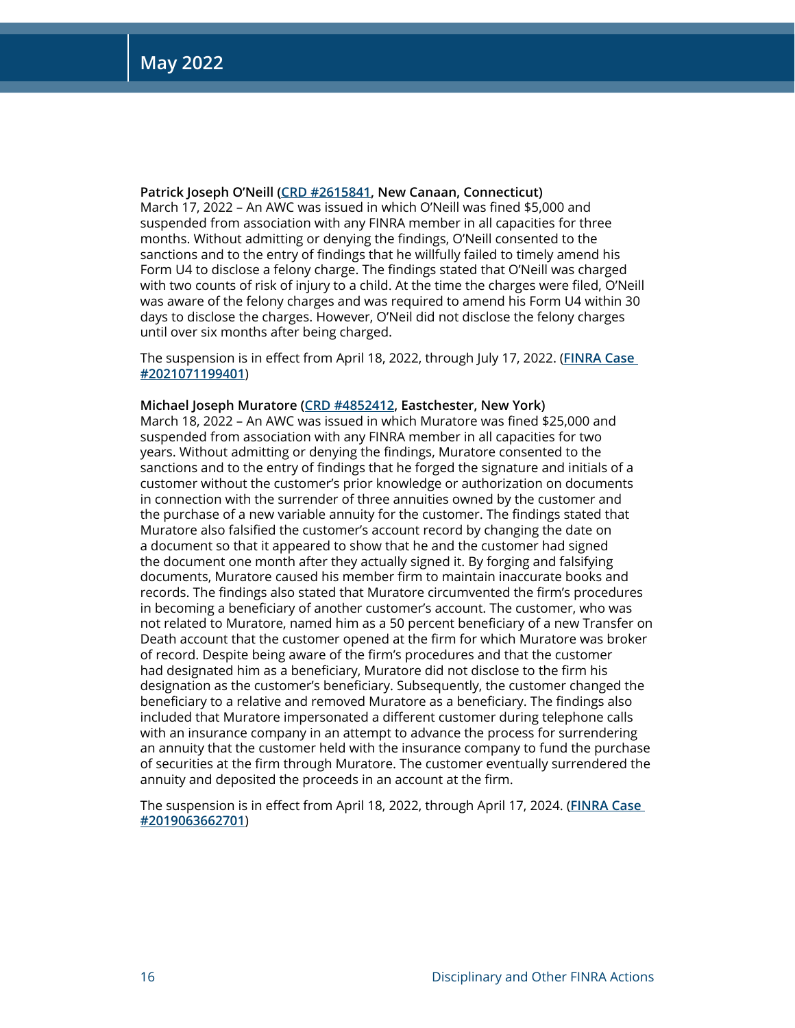**Patrick Joseph O'Neill (CRD #2615841, New Canaan, Connecticut)**
March 17, 2022 – An AWC was issued in which O'Neill was fined $5,000 and suspended from association with any FINRA member in all capacities for three months. Without admitting or denying the findings, O'Neill consented to the sanctions and to the entry of findings that he willfully failed to timely amend his Form U4 to disclose a felony charge. The findings stated that O'Neill was charged with two counts of risk of injury to a child. At the time the charges were filed, O'Neill was aware of the felony charges and was required to amend his Form U4 within 30 days to disclose the charges. However, O'Neil did not disclose the felony charges until over six months after being charged.

The suspension is in effect from April 18, 2022, through July 17, 2022. (FINRA Case #2021071199401)

**Michael Joseph Muratore (CRD #4852412, Eastchester, New York)**
March 18, 2022 – An AWC was issued in which Muratore was fined $25,000 and suspended from association with any FINRA member in all capacities for two years. Without admitting or denying the findings, Muratore consented to the sanctions and to the entry of findings that he forged the signature and initials of a customer without the customer's prior knowledge or authorization on documents in connection with the surrender of three annuities owned by the customer and the purchase of a new variable annuity for the customer. The findings stated that Muratore also falsified the customer's account record by changing the date on a document so that it appeared to show that he and the customer had signed the document one month after they actually signed it. By forging and falsifying documents, Muratore caused his member firm to maintain inaccurate books and records. The findings also stated that Muratore circumvented the firm's procedures in becoming a beneficiary of another customer's account. The customer, who was not related to Muratore, named him as a 50 percent beneficiary of a new Transfer on Death account that the customer opened at the firm for which Muratore was broker of record. Despite being aware of the firm's procedures and that the customer had designated him as a beneficiary, Muratore did not disclose to the firm his designation as the customer's beneficiary. Subsequently, the customer changed the beneficiary to a relative and removed Muratore as a beneficiary. The findings also included that Muratore impersonated a different customer during telephone calls with an insurance company in an attempt to advance the process for surrendering an annuity that the customer held with the insurance company to fund the purchase of securities at the firm through Muratore. The customer eventually surrendered the annuity and deposited the proceeds in an account at the firm.

The suspension is in effect from April 18, 2022, through April 17, 2024. (FINRA Case #2019063662701)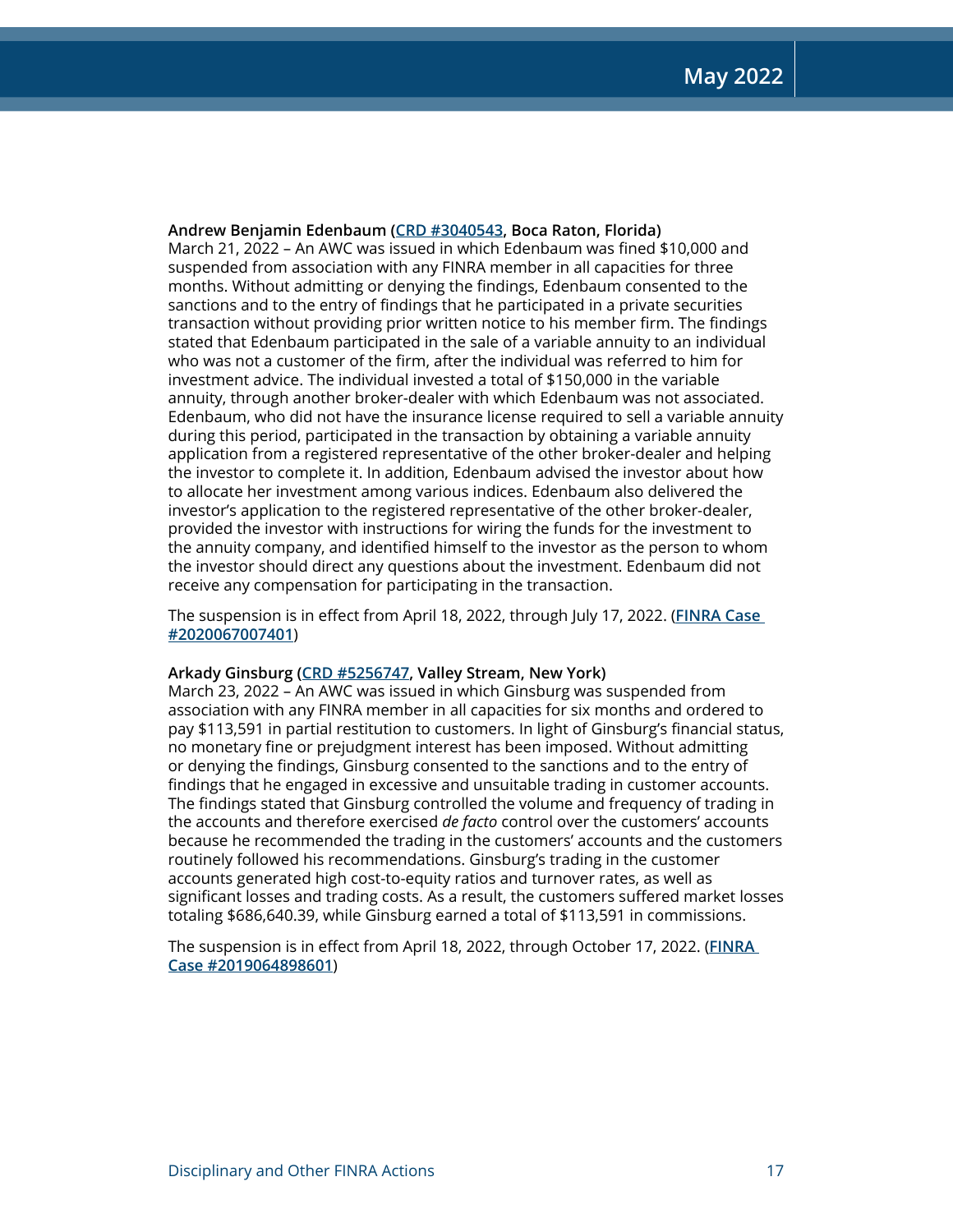**Andrew Benjamin Edenbaum (CRD #3040543, Boca Raton, Florida)**
March 21, 2022 – An AWC was issued in which Edenbaum was fined $10,000 and suspended from association with any FINRA member in all capacities for three months. Without admitting or denying the findings, Edenbaum consented to the sanctions and to the entry of findings that he participated in a private securities transaction without providing prior written notice to his member firm. The findings stated that Edenbaum participated in the sale of a variable annuity to an individual who was not a customer of the firm, after the individual was referred to him for investment advice. The individual invested a total of $150,000 in the variable annuity, through another broker-dealer with which Edenbaum was not associated. Edenbaum, who did not have the insurance license required to sell a variable annuity during this period, participated in the transaction by obtaining a variable annuity application from a registered representative of the other broker-dealer and helping the investor to complete it. In addition, Edenbaum advised the investor about how to allocate her investment among various indices. Edenbaum also delivered the investor's application to the registered representative of the other broker-dealer, provided the investor with instructions for wiring the funds for the investment to the annuity company, and identified himself to the investor as the person to whom the investor should direct any questions about the investment. Edenbaum did not receive any compensation for participating in the transaction.

The suspension is in effect from April 18, 2022, through July 17, 2022. (FINRA Case #2020067007401)

**Arkady Ginsburg (CRD #5256747, Valley Stream, New York)**
March 23, 2022 – An AWC was issued in which Ginsburg was suspended from association with any FINRA member in all capacities for six months and ordered to pay $113,591 in partial restitution to customers. In light of Ginsburg's financial status, no monetary fine or prejudgment interest has been imposed. Without admitting or denying the findings, Ginsburg consented to the sanctions and to the entry of findings that he engaged in excessive and unsuitable trading in customer accounts. The findings stated that Ginsburg controlled the volume and frequency of trading in the accounts and therefore exercised *de facto* control over the customers' accounts because he recommended the trading in the customers' accounts and the customers routinely followed his recommendations. Ginsburg's trading in the customer accounts generated high cost-to-equity ratios and turnover rates, as well as significant losses and trading costs. As a result, the customers suffered market losses totaling $686,640.39, while Ginsburg earned a total of $113,591 in commissions.

The suspension is in effect from April 18, 2022, through October 17, 2022. (FINRA Case #2019064898601)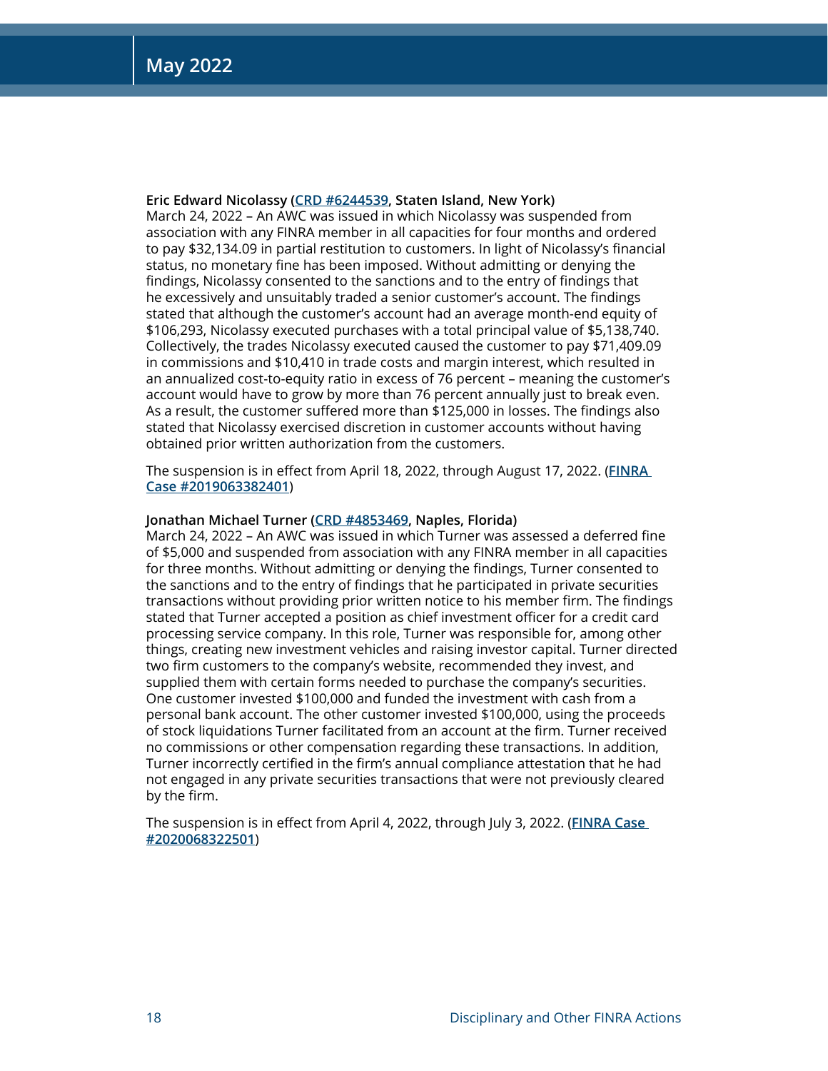**Eric Edward Nicolassy (CRD #6244539, Staten Island, New York)**
March 24, 2022 – An AWC was issued in which Nicolassy was suspended from association with any FINRA member in all capacities for four months and ordered to pay $32,134.09 in partial restitution to customers. In light of Nicolassy's financial status, no monetary fine has been imposed. Without admitting or denying the findings, Nicolassy consented to the sanctions and to the entry of findings that he excessively and unsuitably traded a senior customer's account. The findings stated that although the customer's account had an average month-end equity of $106,293, Nicolassy executed purchases with a total principal value of $5,138,740. Collectively, the trades Nicolassy executed caused the customer to pay $71,409.09 in commissions and $10,410 in trade costs and margin interest, which resulted in an annualized cost-to-equity ratio in excess of 76 percent – meaning the customer's account would have to grow by more than 76 percent annually just to break even. As a result, the customer suffered more than $125,000 in losses. The findings also stated that Nicolassy exercised discretion in customer accounts without having obtained prior written authorization from the customers.

The suspension is in effect from April 18, 2022, through August 17, 2022. (FINRA Case #2019063382401)

**Jonathan Michael Turner (CRD #4853469, Naples, Florida)**
March 24, 2022 – An AWC was issued in which Turner was assessed a deferred fine of $5,000 and suspended from association with any FINRA member in all capacities for three months. Without admitting or denying the findings, Turner consented to the sanctions and to the entry of findings that he participated in private securities transactions without providing prior written notice to his member firm. The findings stated that Turner accepted a position as chief investment officer for a credit card processing service company. In this role, Turner was responsible for, among other things, creating new investment vehicles and raising investor capital. Turner directed two firm customers to the company's website, recommended they invest, and supplied them with certain forms needed to purchase the company's securities. One customer invested $100,000 and funded the investment with cash from a personal bank account. The other customer invested $100,000, using the proceeds of stock liquidations Turner facilitated from an account at the firm. Turner received no commissions or other compensation regarding these transactions. In addition, Turner incorrectly certified in the firm's annual compliance attestation that he had not engaged in any private securities transactions that were not previously cleared by the firm.

The suspension is in effect from April 4, 2022, through July 3, 2022. (FINRA Case #2020068322501)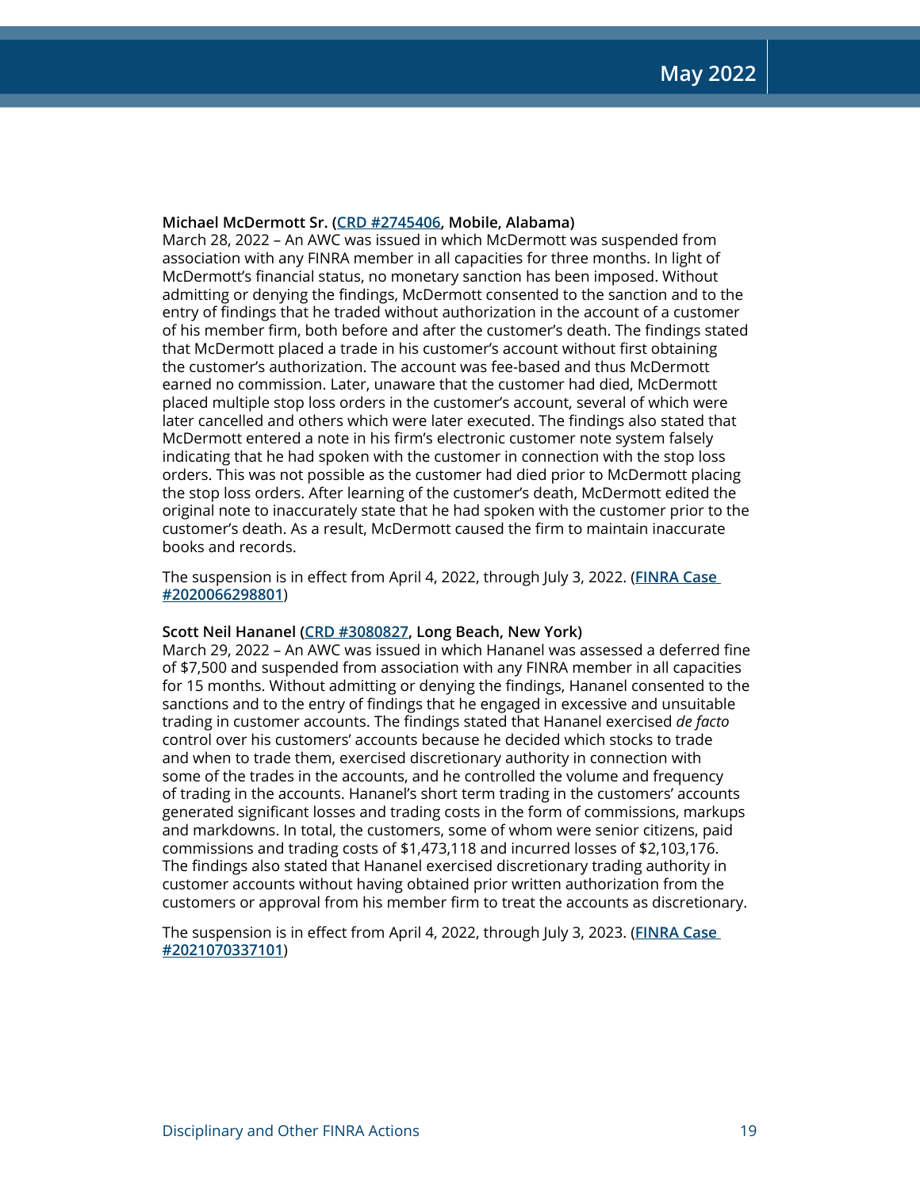**Michael McDermott Sr. (CRD #2745406, Mobile, Alabama)**
March 28, 2022 – An AWC was issued in which McDermott was suspended from association with any FINRA member in all capacities for three months. In light of McDermott's financial status, no monetary sanction has been imposed. Without admitting or denying the findings, McDermott consented to the sanction and to the entry of findings that he traded without authorization in the account of a customer of his member firm, both before and after the customer's death. The findings stated that McDermott placed a trade in his customer's account without first obtaining the customer's authorization. The account was fee-based and thus McDermott earned no commission. Later, unaware that the customer had died, McDermott placed multiple stop loss orders in the customer's account, several of which were later cancelled and others which were later executed. The findings also stated that McDermott entered a note in his firm's electronic customer note system falsely indicating that he had spoken with the customer in connection with the stop loss orders. This was not possible as the customer had died prior to McDermott placing the stop loss orders. After learning of the customer's death, McDermott edited the original note to inaccurately state that he had spoken with the customer prior to the customer's death. As a result, McDermott caused the firm to maintain inaccurate books and records.

The suspension is in effect from April 4, 2022, through July 3, 2022. (**FINRA Case #2020066298801**)

**Scott Neil Hananel (CRD #3080827, Long Beach, New York)**
March 29, 2022 – An AWC was issued in which Hananel was assessed a deferred fine of $7,500 and suspended from association with any FINRA member in all capacities for 15 months. Without admitting or denying the findings, Hananel consented to the sanctions and to the entry of findings that he engaged in excessive and unsuitable trading in customer accounts. The findings stated that Hananel exercised *de facto* control over his customers' accounts because he decided which stocks to trade and when to trade them, exercised discretionary authority in connection with some of the trades in the accounts, and he controlled the volume and frequency of trading in the accounts. Hananel's short term trading in the customers' accounts generated significant losses and trading costs in the form of commissions, markups and markdowns. In total, the customers, some of whom were senior citizens, paid commissions and trading costs of $1,473,118 and incurred losses of $2,103,176. The findings also stated that Hananel exercised discretionary trading authority in customer accounts without having obtained prior written authorization from the customers or approval from his member firm to treat the accounts as discretionary.

The suspension is in effect from April 4, 2022, through July 3, 2023. (**FINRA Case #2021070337101**)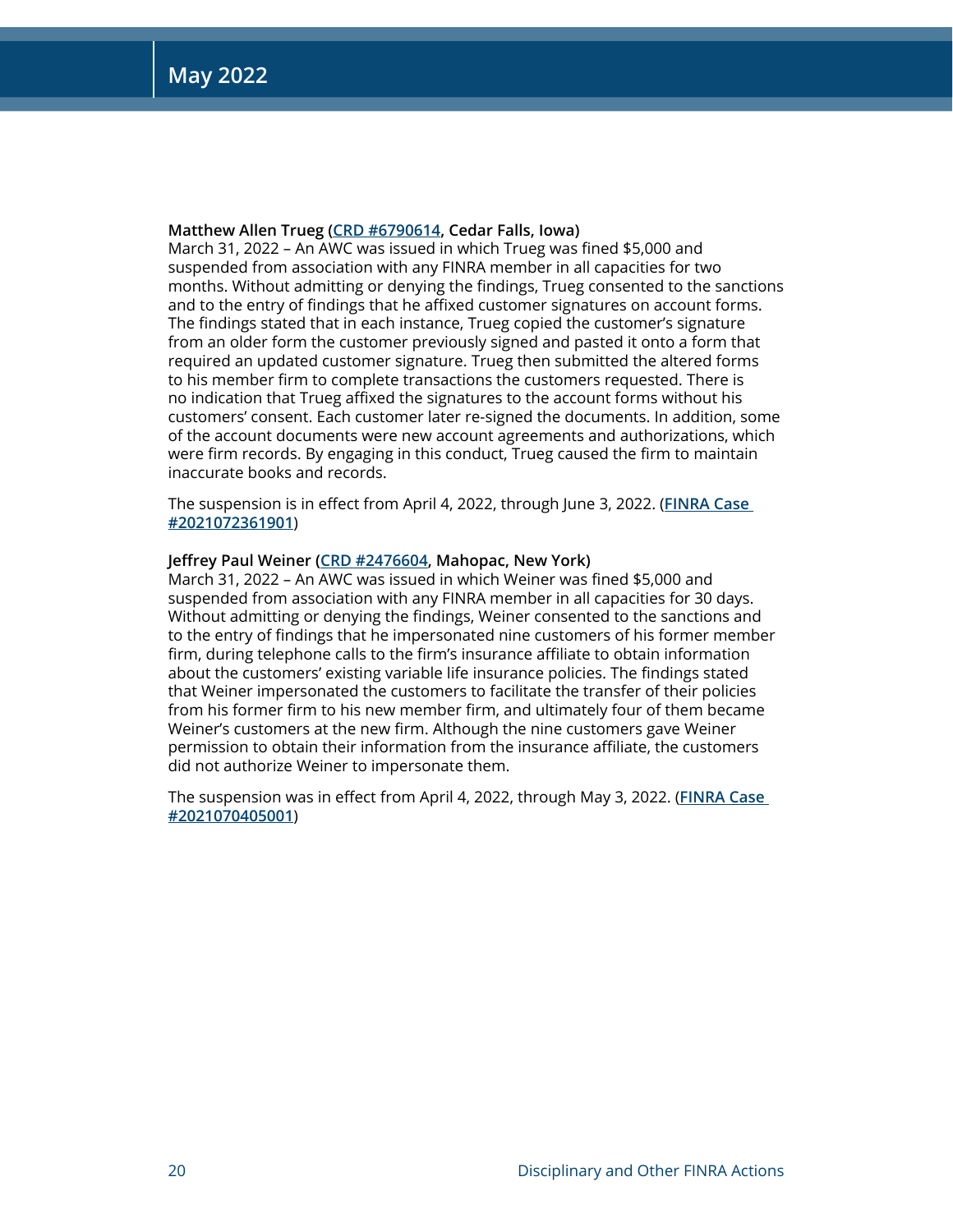**Matthew Allen Trueg (CRD #6790614, Cedar Falls, Iowa)**
March 31, 2022 – An AWC was issued in which Trueg was fined $5,000 and suspended from association with any FINRA member in all capacities for two months. Without admitting or denying the findings, Trueg consented to the sanctions and to the entry of findings that he affixed customer signatures on account forms. The findings stated that in each instance, Trueg copied the customer's signature from an older form the customer previously signed and pasted it onto a form that required an updated customer signature. Trueg then submitted the altered forms to his member firm to complete transactions the customers requested. There is no indication that Trueg affixed the signatures to the account forms without his customers' consent. Each customer later re-signed the documents. In addition, some of the account documents were new account agreements and authorizations, which were firm records. By engaging in this conduct, Trueg caused the firm to maintain inaccurate books and records.

The suspension is in effect from April 4, 2022, through June 3, 2022. (**FINRA Case #2021072361901**)

**Jeffrey Paul Weiner (CRD #2476604, Mahopac, New York)**
March 31, 2022 – An AWC was issued in which Weiner was fined $5,000 and suspended from association with any FINRA member in all capacities for 30 days. Without admitting or denying the findings, Weiner consented to the sanctions and to the entry of findings that he impersonated nine customers of his former member firm, during telephone calls to the firm's insurance affiliate to obtain information about the customers' existing variable life insurance policies. The findings stated that Weiner impersonated the customers to facilitate the transfer of their policies from his former firm to his new member firm, and ultimately four of them became Weiner's customers at the new firm. Although the nine customers gave Weiner permission to obtain their information from the insurance affiliate, the customers did not authorize Weiner to impersonate them.

The suspension was in effect from April 4, 2022, through May 3, 2022. (**FINRA Case #2021070405001**)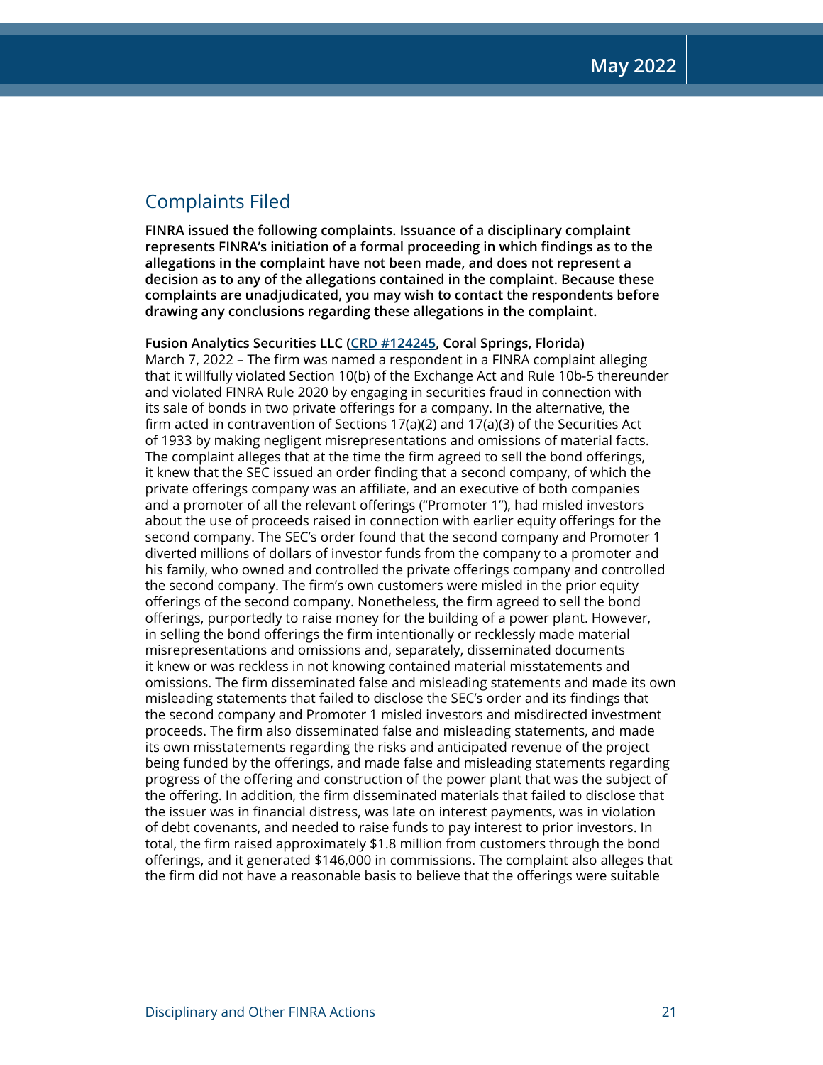## Complaints Filed

**FINRA issued the following complaints. Issuance of a disciplinary complaint represents FINRA's initiation of a formal proceeding in which findings as to the allegations in the complaint have not been made, and does not represent a decision as to any of the allegations contained in the complaint. Because these complaints are unadjudicated, you may wish to contact the respondents before drawing any conclusions regarding these allegations in the complaint.**

**Fusion Analytics Securities LLC (CRD #124245, Coral Springs, Florida)**
March 7, 2022 – The firm was named a respondent in a FINRA complaint alleging that it willfully violated Section 10(b) of the Exchange Act and Rule 10b-5 thereunder and violated FINRA Rule 2020 by engaging in securities fraud in connection with its sale of bonds in two private offerings for a company. In the alternative, the firm acted in contravention of Sections 17(a)(2) and 17(a)(3) of the Securities Act of 1933 by making negligent misrepresentations and omissions of material facts. The complaint alleges that at the time the firm agreed to sell the bond offerings, it knew that the SEC issued an order finding that a second company, of which the private offerings company was an affiliate, and an executive of both companies and a promoter of all the relevant offerings ("Promoter 1"), had misled investors about the use of proceeds raised in connection with earlier equity offerings for the second company. The SEC's order found that the second company and Promoter 1 diverted millions of dollars of investor funds from the company to a promoter and his family, who owned and controlled the private offerings company and controlled the second company. The firm's own customers were misled in the prior equity offerings of the second company. Nonetheless, the firm agreed to sell the bond offerings, purportedly to raise money for the building of a power plant. However, in selling the bond offerings the firm intentionally or recklessly made material misrepresentations and omissions and, separately, disseminated documents it knew or was reckless in not knowing contained material misstatements and omissions. The firm disseminated false and misleading statements and made its own misleading statements that failed to disclose the SEC's order and its findings that the second company and Promoter 1 misled investors and misdirected investment proceeds. The firm also disseminated false and misleading statements, and made its own misstatements regarding the risks and anticipated revenue of the project being funded by the offerings, and made false and misleading statements regarding progress of the offering and construction of the power plant that was the subject of the offering. In addition, the firm disseminated materials that failed to disclose that the issuer was in financial distress, was late on interest payments, was in violation of debt covenants, and needed to raise funds to pay interest to prior investors. In total, the firm raised approximately $1.8 million from customers through the bond offerings, and it generated $146,000 in commissions. The complaint also alleges that the firm did not have a reasonable basis to believe that the offerings were suitable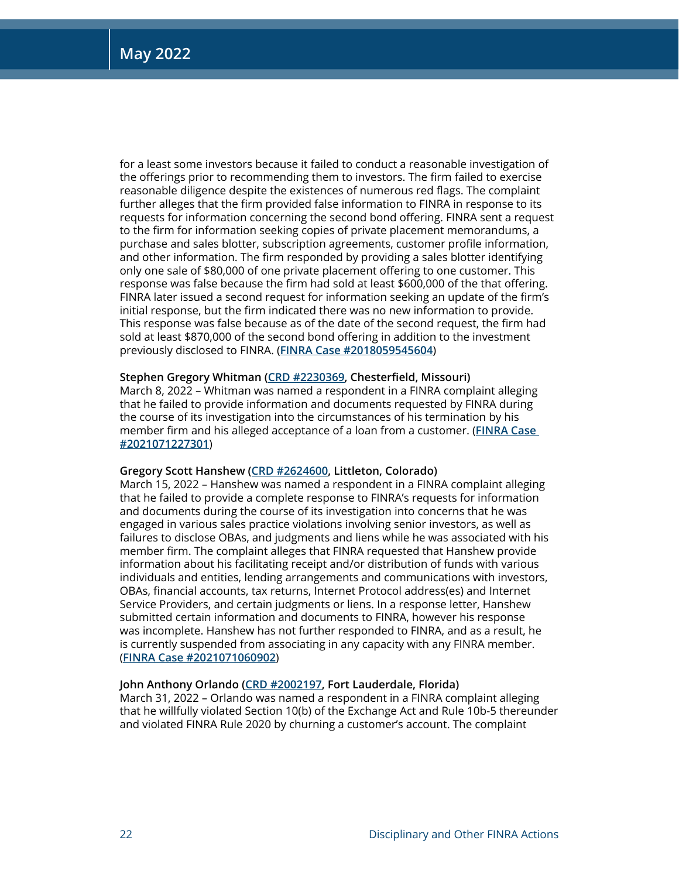for a least some investors because it failed to conduct a reasonable investigation of the offerings prior to recommending them to investors. The firm failed to exercise reasonable diligence despite the existences of numerous red flags. The complaint further alleges that the firm provided false information to FINRA in response to its requests for information concerning the second bond offering. FINRA sent a request to the firm for information seeking copies of private placement memorandums, a purchase and sales blotter, subscription agreements, customer profile information, and other information. The firm responded by providing a sales blotter identifying only one sale of $80,000 of one private placement offering to one customer. This response was false because the firm had sold at least $600,000 of the that offering. FINRA later issued a second request for information seeking an update of the firm's initial response, but the firm indicated there was no new information to provide. This response was false because as of the date of the second request, the firm had sold at least $870,000 of the second bond offering in addition to the investment previously disclosed to FINRA. (**FINRA Case #2018059545604**)

**Stephen Gregory Whitman (CRD #2230369, Chesterfield, Missouri)**
March 8, 2022 – Whitman was named a respondent in a FINRA complaint alleging that he failed to provide information and documents requested by FINRA during the course of its investigation into the circumstances of his termination by his member firm and his alleged acceptance of a loan from a customer. (**FINRA Case #2021071227301**)

**Gregory Scott Hanshew (CRD #2624600, Littleton, Colorado)**
March 15, 2022 – Hanshew was named a respondent in a FINRA complaint alleging that he failed to provide a complete response to FINRA's requests for information and documents during the course of its investigation into concerns that he was engaged in various sales practice violations involving senior investors, as well as failures to disclose OBAs, and judgments and liens while he was associated with his member firm. The complaint alleges that FINRA requested that Hanshew provide information about his facilitating receipt and/or distribution of funds with various individuals and entities, lending arrangements and communications with investors, OBAs, financial accounts, tax returns, Internet Protocol address(es) and Internet Service Providers, and certain judgments or liens. In a response letter, Hanshew submitted certain information and documents to FINRA, however his response was incomplete. Hanshew has not further responded to FINRA, and as a result, he is currently suspended from associating in any capacity with any FINRA member. (**FINRA Case #2021071060902**)

**John Anthony Orlando (CRD #2002197, Fort Lauderdale, Florida)**
March 31, 2022 – Orlando was named a respondent in a FINRA complaint alleging that he willfully violated Section 10(b) of the Exchange Act and Rule 10b-5 thereunder and violated FINRA Rule 2020 by churning a customer's account. The complaint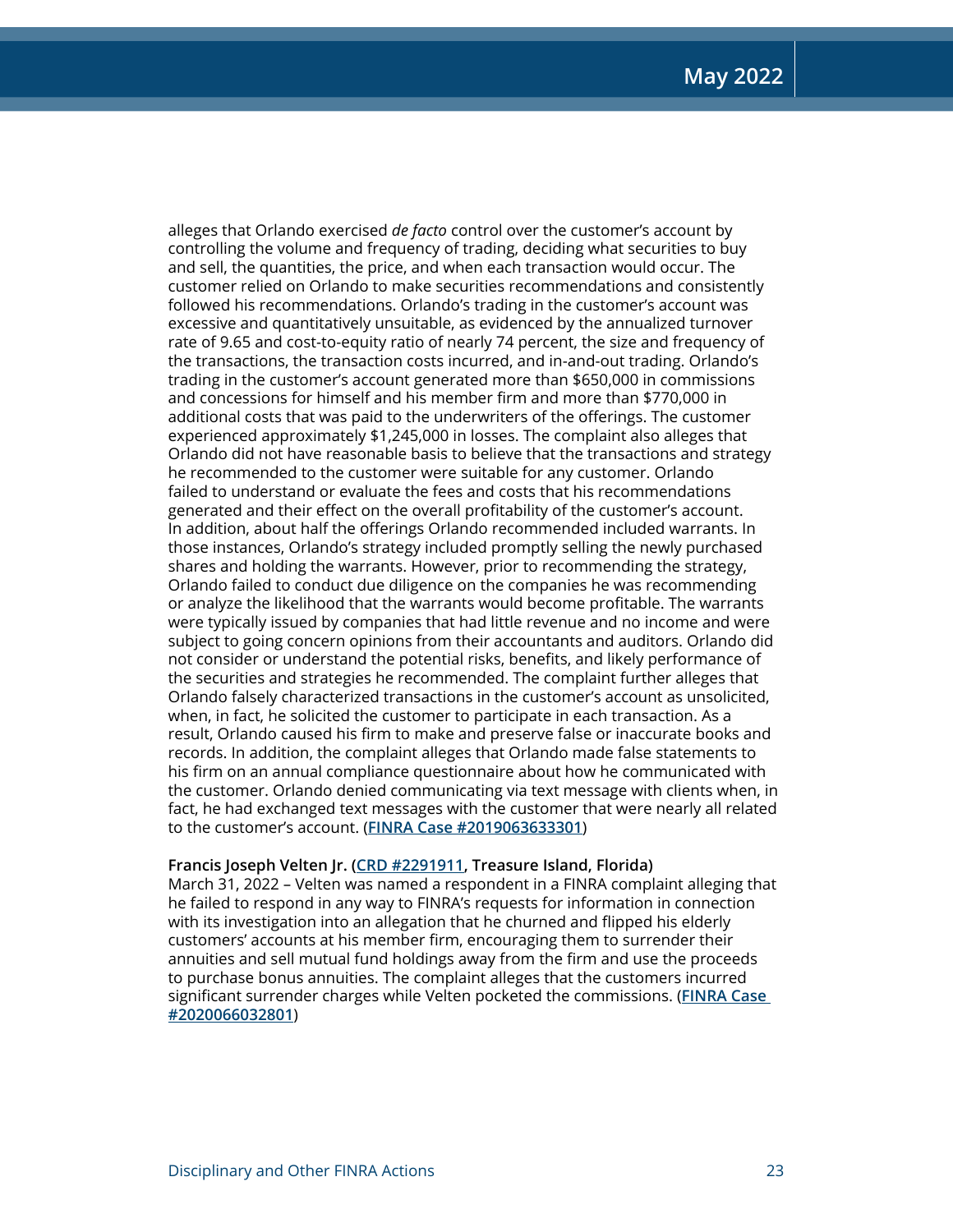alleges that Orlando exercised *de facto* control over the customer's account by controlling the volume and frequency of trading, deciding what securities to buy and sell, the quantities, the price, and when each transaction would occur. The customer relied on Orlando to make securities recommendations and consistently followed his recommendations. Orlando's trading in the customer's account was excessive and quantitatively unsuitable, as evidenced by the annualized turnover rate of 9.65 and cost-to-equity ratio of nearly 74 percent, the size and frequency of the transactions, the transaction costs incurred, and in-and-out trading. Orlando's trading in the customer's account generated more than $650,000 in commissions and concessions for himself and his member firm and more than $770,000 in additional costs that was paid to the underwriters of the offerings. The customer experienced approximately $1,245,000 in losses. The complaint also alleges that Orlando did not have reasonable basis to believe that the transactions and strategy he recommended to the customer were suitable for any customer. Orlando failed to understand or evaluate the fees and costs that his recommendations generated and their effect on the overall profitability of the customer's account. In addition, about half the offerings Orlando recommended included warrants. In those instances, Orlando's strategy included promptly selling the newly purchased shares and holding the warrants. However, prior to recommending the strategy, Orlando failed to conduct due diligence on the companies he was recommending or analyze the likelihood that the warrants would become profitable. The warrants were typically issued by companies that had little revenue and no income and were subject to going concern opinions from their accountants and auditors. Orlando did not consider or understand the potential risks, benefits, and likely performance of the securities and strategies he recommended. The complaint further alleges that Orlando falsely characterized transactions in the customer's account as unsolicited, when, in fact, he solicited the customer to participate in each transaction. As a result, Orlando caused his firm to make and preserve false or inaccurate books and records. In addition, the complaint alleges that Orlando made false statements to his firm on an annual compliance questionnaire about how he communicated with the customer. Orlando denied communicating via text message with clients when, in fact, he had exchanged text messages with the customer that were nearly all related to the customer's account. (**FINRA Case #2019063633301**)

**Francis Joseph Velten Jr. (CRD #2291911, Treasure Island, Florida)**
March 31, 2022 – Velten was named a respondent in a FINRA complaint alleging that he failed to respond in any way to FINRA's requests for information in connection with its investigation into an allegation that he churned and flipped his elderly customers' accounts at his member firm, encouraging them to surrender their annuities and sell mutual fund holdings away from the firm and use the proceeds to purchase bonus annuities. The complaint alleges that the customers incurred significant surrender charges while Velten pocketed the commissions. (**FINRA Case #2020066032801**)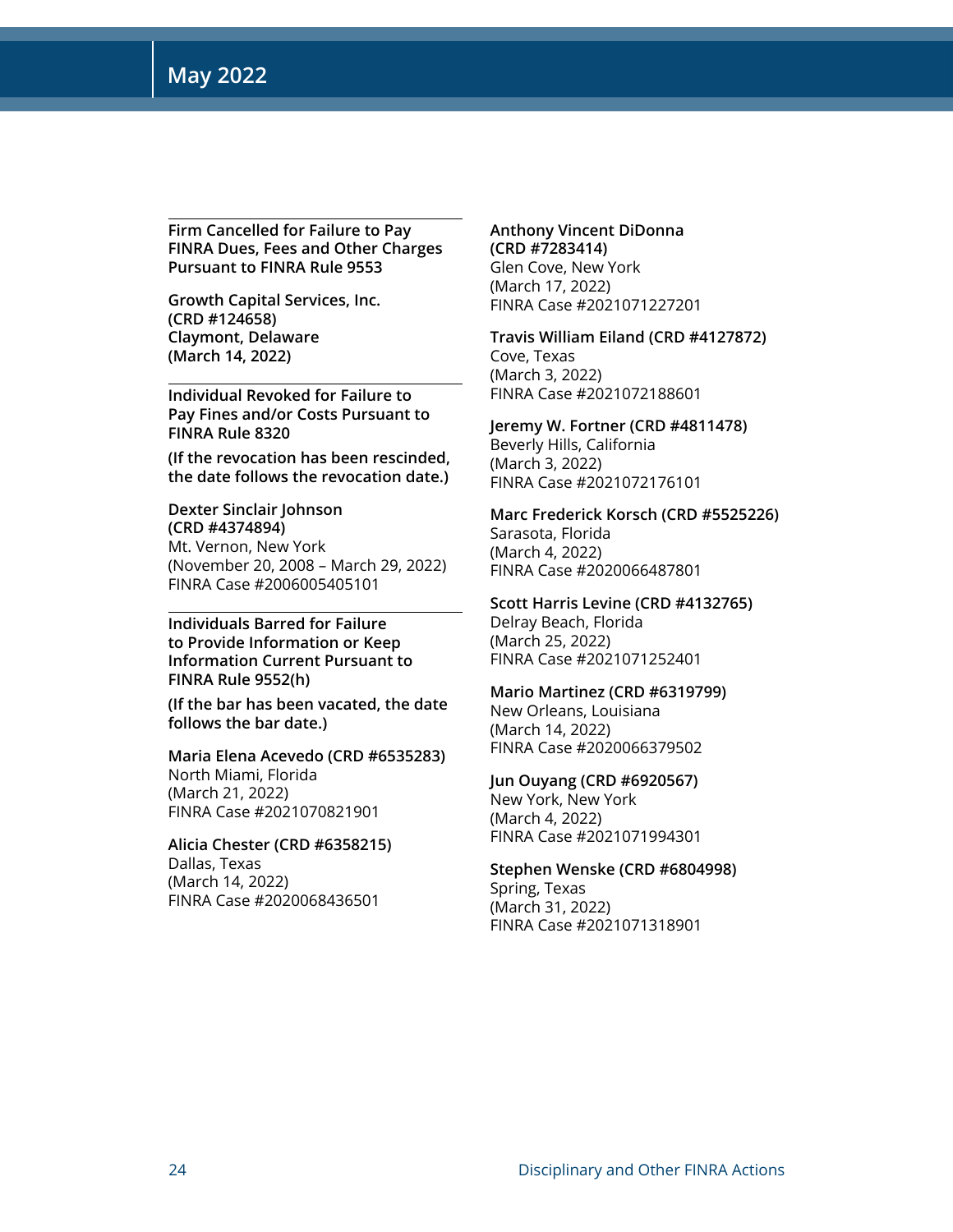### Firm Cancelled for Failure to Pay FINRA Dues, Fees and Other Charges Pursuant to FINRA Rule 9553

**Growth Capital Services, Inc.**
**(CRD #124658)**
**Claymont, Delaware**
**(March 14, 2022)**

### Individual Revoked for Failure to Pay Fines and/or Costs Pursuant to FINRA Rule 8320

**(If the revocation has been rescinded, the date follows the revocation date.)**

**Dexter Sinclair Johnson**
**(CRD #4374894)**
Mt. Vernon, New York
(November 20, 2008 – March 29, 2022)
FINRA Case #2006005405101

### Individuals Barred for Failure to Provide Information or Keep Information Current Pursuant to FINRA Rule 9552(h)

**(If the bar has been vacated, the date follows the bar date.)**

**Maria Elena Acevedo (CRD #6535283)**
North Miami, Florida
(March 21, 2022)
FINRA Case #2021070821901

**Alicia Chester (CRD #6358215)**
Dallas, Texas
(March 14, 2022)
FINRA Case #2020068436501

**Anthony Vincent DiDonna**
**(CRD #7283414)**
Glen Cove, New York
(March 17, 2022)
FINRA Case #2021071227201

**Travis William Eiland (CRD #4127872)**
Cove, Texas
(March 3, 2022)
FINRA Case #2021072188601

**Jeremy W. Fortner (CRD #4811478)**
Beverly Hills, California
(March 3, 2022)
FINRA Case #2021072176101

**Marc Frederick Korsch (CRD #5525226)**
Sarasota, Florida
(March 4, 2022)
FINRA Case #2020066487801

**Scott Harris Levine (CRD #4132765)**
Delray Beach, Florida
(March 25, 2022)
FINRA Case #2021071252401

**Mario Martinez (CRD #6319799)**
New Orleans, Louisiana
(March 14, 2022)
FINRA Case #2020066379502

**Jun Ouyang (CRD #6920567)**
New York, New York
(March 4, 2022)
FINRA Case #2021071994301

**Stephen Wenske (CRD #6804998)**
Spring, Texas
(March 31, 2022)
FINRA Case #2021071318901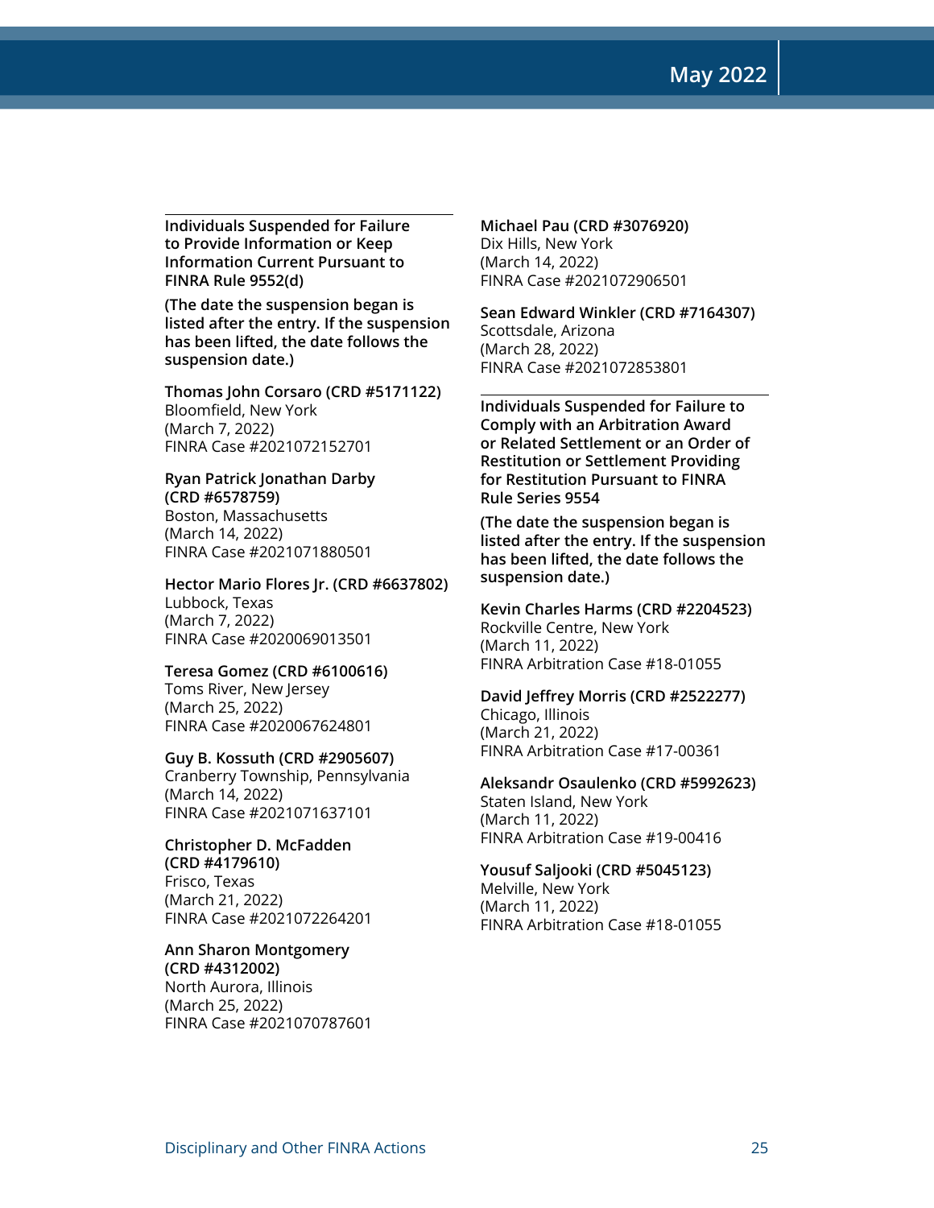### Individuals Suspended for Failure to Provide Information or Keep Information Current Pursuant to FINRA Rule 9552(d)

**(The date the suspension began is listed after the entry. If the suspension has been lifted, the date follows the suspension date.)**

**Thomas John Corsaro (CRD #5171122)**
Bloomfield, New York
(March 7, 2022)
FINRA Case #2021072152701

**Ryan Patrick Jonathan Darby (CRD #6578759)**
Boston, Massachusetts
(March 14, 2022)
FINRA Case #2021071880501

**Hector Mario Flores Jr. (CRD #6637802)**
Lubbock, Texas
(March 7, 2022)
FINRA Case #2020069013501

**Teresa Gomez (CRD #6100616)**
Toms River, New Jersey
(March 25, 2022)
FINRA Case #2020067624801

**Guy B. Kossuth (CRD #2905607)**
Cranberry Township, Pennsylvania
(March 14, 2022)
FINRA Case #2021071637101

**Christopher D. McFadden (CRD #4179610)**
Frisco, Texas
(March 21, 2022)
FINRA Case #2021072264201

**Ann Sharon Montgomery (CRD #4312002)**
North Aurora, Illinois
(March 25, 2022)
FINRA Case #2021070787601

**Michael Pau (CRD #3076920)**
Dix Hills, New York
(March 14, 2022)
FINRA Case #2021072906501

**Sean Edward Winkler (CRD #7164307)**
Scottsdale, Arizona
(March 28, 2022)
FINRA Case #2021072853801

### Individuals Suspended for Failure to Comply with an Arbitration Award or Related Settlement or an Order of Restitution or Settlement Providing for Restitution Pursuant to FINRA Rule Series 9554

**(The date the suspension began is listed after the entry. If the suspension has been lifted, the date follows the suspension date.)**

**Kevin Charles Harms (CRD #2204523)**
Rockville Centre, New York
(March 11, 2022)
FINRA Arbitration Case #18-01055

**David Jeffrey Morris (CRD #2522277)**
Chicago, Illinois
(March 21, 2022)
FINRA Arbitration Case #17-00361

**Aleksandr Osaulenko (CRD #5992623)**
Staten Island, New York
(March 11, 2022)
FINRA Arbitration Case #19-00416

**Yousuf Saljooki (CRD #5045123)**
Melville, New York
(March 11, 2022)
FINRA Arbitration Case #18-01055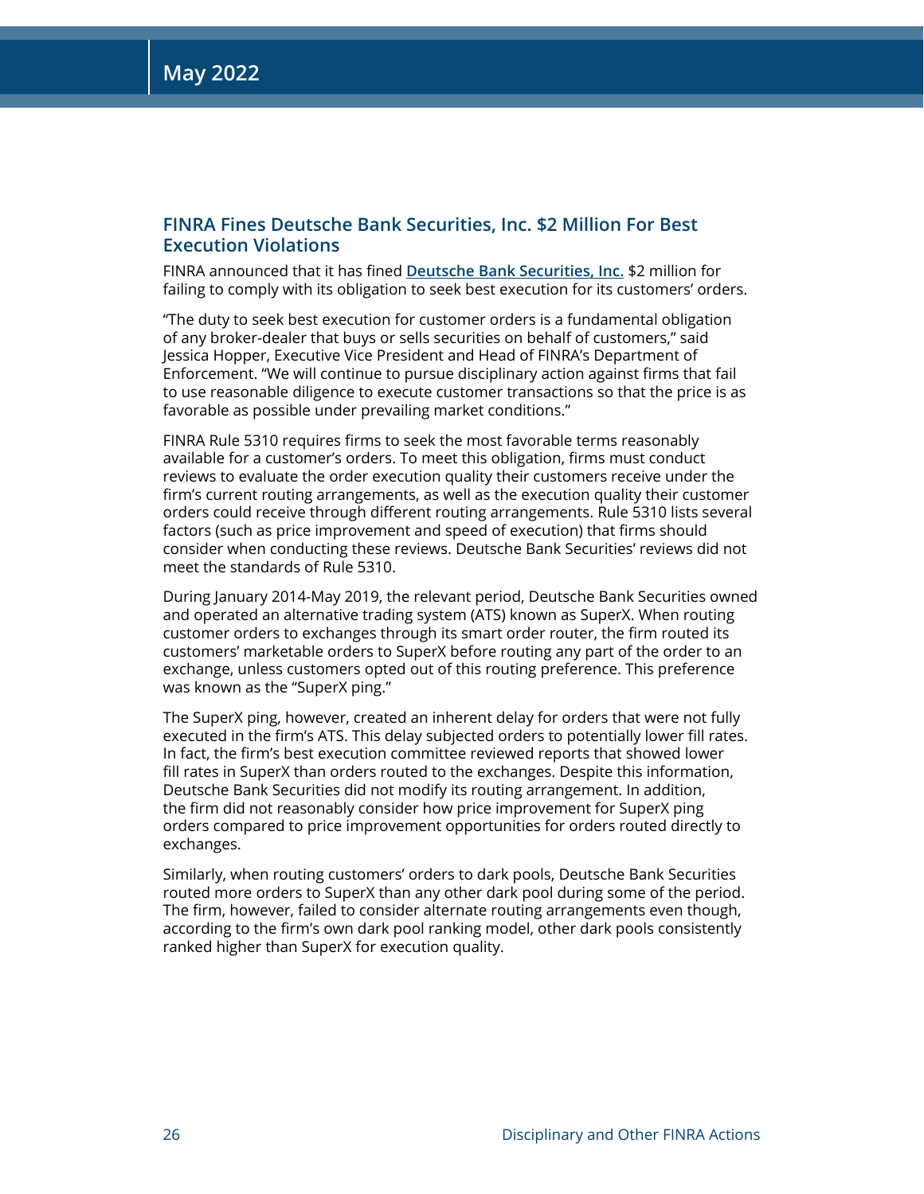## FINRA Fines Deutsche Bank Securities, Inc. $2 Million For Best Execution Violations

FINRA announced that it has fined **Deutsche Bank Securities, Inc.** $2 million for failing to comply with its obligation to seek best execution for its customers' orders.

"The duty to seek best execution for customer orders is a fundamental obligation of any broker-dealer that buys or sells securities on behalf of customers," said Jessica Hopper, Executive Vice President and Head of FINRA's Department of Enforcement. "We will continue to pursue disciplinary action against firms that fail to use reasonable diligence to execute customer transactions so that the price is as favorable as possible under prevailing market conditions."

FINRA Rule 5310 requires firms to seek the most favorable terms reasonably available for a customer's orders. To meet this obligation, firms must conduct reviews to evaluate the order execution quality their customers receive under the firm's current routing arrangements, as well as the execution quality their customer orders could receive through different routing arrangements. Rule 5310 lists several factors (such as price improvement and speed of execution) that firms should consider when conducting these reviews. Deutsche Bank Securities' reviews did not meet the standards of Rule 5310.

During January 2014-May 2019, the relevant period, Deutsche Bank Securities owned and operated an alternative trading system (ATS) known as SuperX. When routing customer orders to exchanges through its smart order router, the firm routed its customers' marketable orders to SuperX before routing any part of the order to an exchange, unless customers opted out of this routing preference. This preference was known as the "SuperX ping."

The SuperX ping, however, created an inherent delay for orders that were not fully executed in the firm's ATS. This delay subjected orders to potentially lower fill rates. In fact, the firm's best execution committee reviewed reports that showed lower fill rates in SuperX than orders routed to the exchanges. Despite this information, Deutsche Bank Securities did not modify its routing arrangement. In addition, the firm did not reasonably consider how price improvement for SuperX ping orders compared to price improvement opportunities for orders routed directly to exchanges.

Similarly, when routing customers' orders to dark pools, Deutsche Bank Securities routed more orders to SuperX than any other dark pool during some of the period. The firm, however, failed to consider alternate routing arrangements even though, according to the firm's own dark pool ranking model, other dark pools consistently ranked higher than SuperX for execution quality.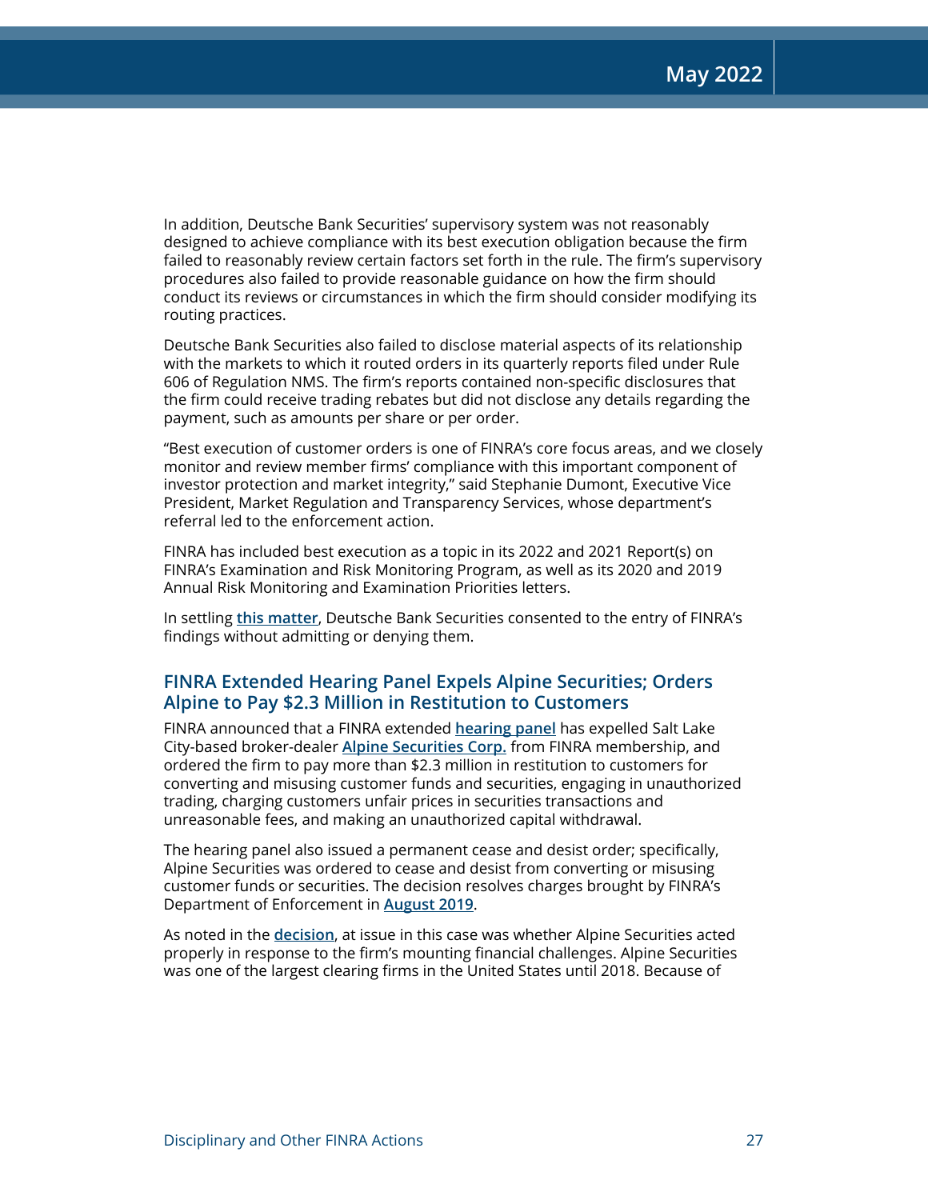In addition, Deutsche Bank Securities' supervisory system was not reasonably designed to achieve compliance with its best execution obligation because the firm failed to reasonably review certain factors set forth in the rule. The firm's supervisory procedures also failed to provide reasonable guidance on how the firm should conduct its reviews or circumstances in which the firm should consider modifying its routing practices.

Deutsche Bank Securities also failed to disclose material aspects of its relationship with the markets to which it routed orders in its quarterly reports filed under Rule 606 of Regulation NMS. The firm's reports contained non-specific disclosures that the firm could receive trading rebates but did not disclose any details regarding the payment, such as amounts per share or per order.

"Best execution of customer orders is one of FINRA's core focus areas, and we closely monitor and review member firms' compliance with this important component of investor protection and market integrity," said Stephanie Dumont, Executive Vice President, Market Regulation and Transparency Services, whose department's referral led to the enforcement action.

FINRA has included best execution as a topic in its 2022 and 2021 Report(s) on FINRA's Examination and Risk Monitoring Program, as well as its 2020 and 2019 Annual Risk Monitoring and Examination Priorities letters.

In settling **this matter**, Deutsche Bank Securities consented to the entry of FINRA's findings without admitting or denying them.

## FINRA Extended Hearing Panel Expels Alpine Securities; Orders Alpine to Pay $2.3 Million in Restitution to Customers

FINRA announced that a FINRA extended **hearing panel** has expelled Salt Lake City-based broker-dealer **Alpine Securities Corp.** from FINRA membership, and ordered the firm to pay more than $2.3 million in restitution to customers for converting and misusing customer funds and securities, engaging in unauthorized trading, charging customers unfair prices in securities transactions and unreasonable fees, and making an unauthorized capital withdrawal.

The hearing panel also issued a permanent cease and desist order; specifically, Alpine Securities was ordered to cease and desist from converting or misusing customer funds or securities. The decision resolves charges brought by FINRA's Department of Enforcement in **August 2019**.

As noted in the **decision**, at issue in this case was whether Alpine Securities acted properly in response to the firm's mounting financial challenges. Alpine Securities was one of the largest clearing firms in the United States until 2018. Because of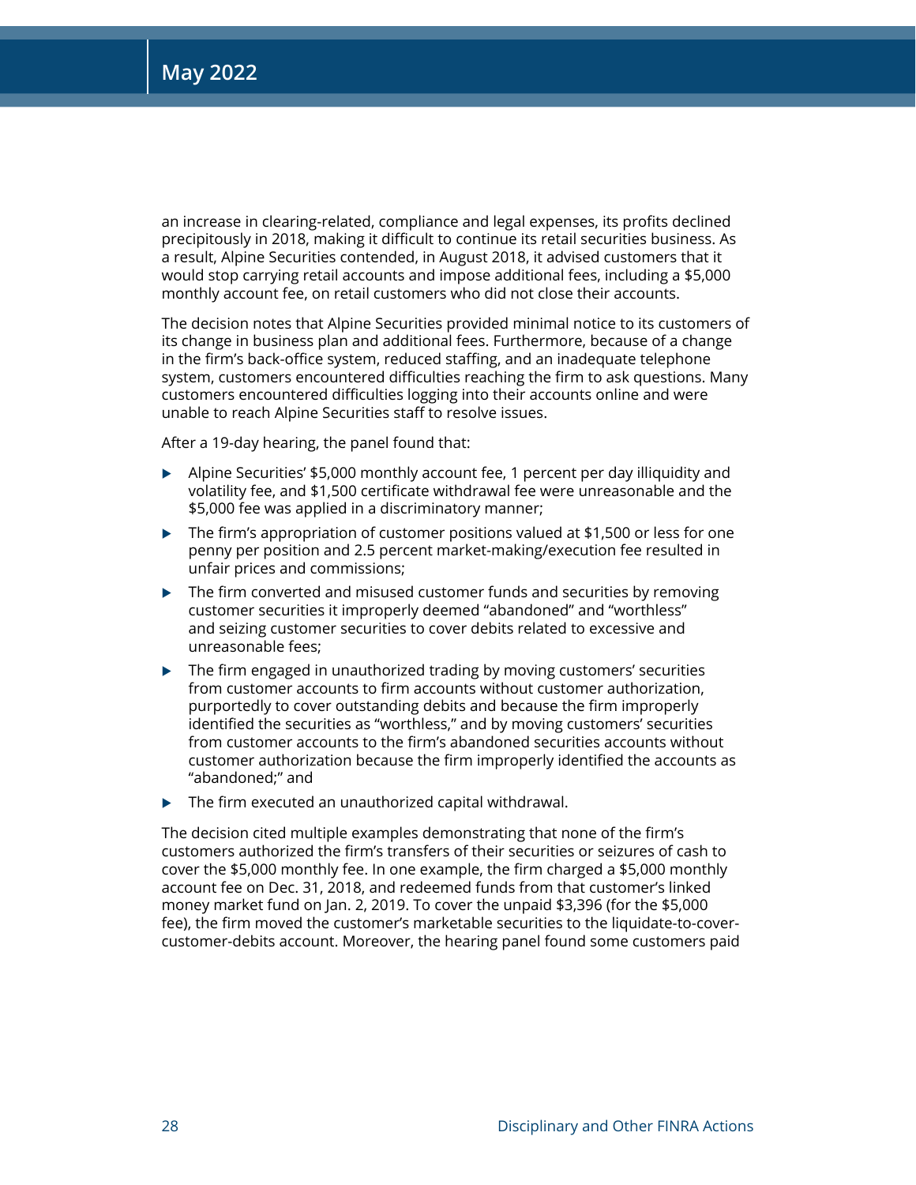an increase in clearing-related, compliance and legal expenses, its profits declined precipitously in 2018, making it difficult to continue its retail securities business. As a result, Alpine Securities contended, in August 2018, it advised customers that it would stop carrying retail accounts and impose additional fees, including a $5,000 monthly account fee, on retail customers who did not close their accounts.

The decision notes that Alpine Securities provided minimal notice to its customers of its change in business plan and additional fees. Furthermore, because of a change in the firm's back-office system, reduced staffing, and an inadequate telephone system, customers encountered difficulties reaching the firm to ask questions. Many customers encountered difficulties logging into their accounts online and were unable to reach Alpine Securities staff to resolve issues.

After a 19-day hearing, the panel found that:

- Alpine Securities' $5,000 monthly account fee, 1 percent per day illiquidity and volatility fee, and $1,500 certificate withdrawal fee were unreasonable and the $5,000 fee was applied in a discriminatory manner;
- The firm's appropriation of customer positions valued at $1,500 or less for one penny per position and 2.5 percent market-making/execution fee resulted in unfair prices and commissions;
- The firm converted and misused customer funds and securities by removing customer securities it improperly deemed "abandoned" and "worthless" and seizing customer securities to cover debits related to excessive and unreasonable fees;
- The firm engaged in unauthorized trading by moving customers' securities from customer accounts to firm accounts without customer authorization, purportedly to cover outstanding debits and because the firm improperly identified the securities as "worthless," and by moving customers' securities from customer accounts to the firm's abandoned securities accounts without customer authorization because the firm improperly identified the accounts as "abandoned;" and
- The firm executed an unauthorized capital withdrawal.

The decision cited multiple examples demonstrating that none of the firm's customers authorized the firm's transfers of their securities or seizures of cash to cover the $5,000 monthly fee. In one example, the firm charged a $5,000 monthly account fee on Dec. 31, 2018, and redeemed funds from that customer's linked money market fund on Jan. 2, 2019. To cover the unpaid $3,396 (for the $5,000 fee), the firm moved the customer's marketable securities to the liquidate-to-cover-customer-debits account. Moreover, the hearing panel found some customers paid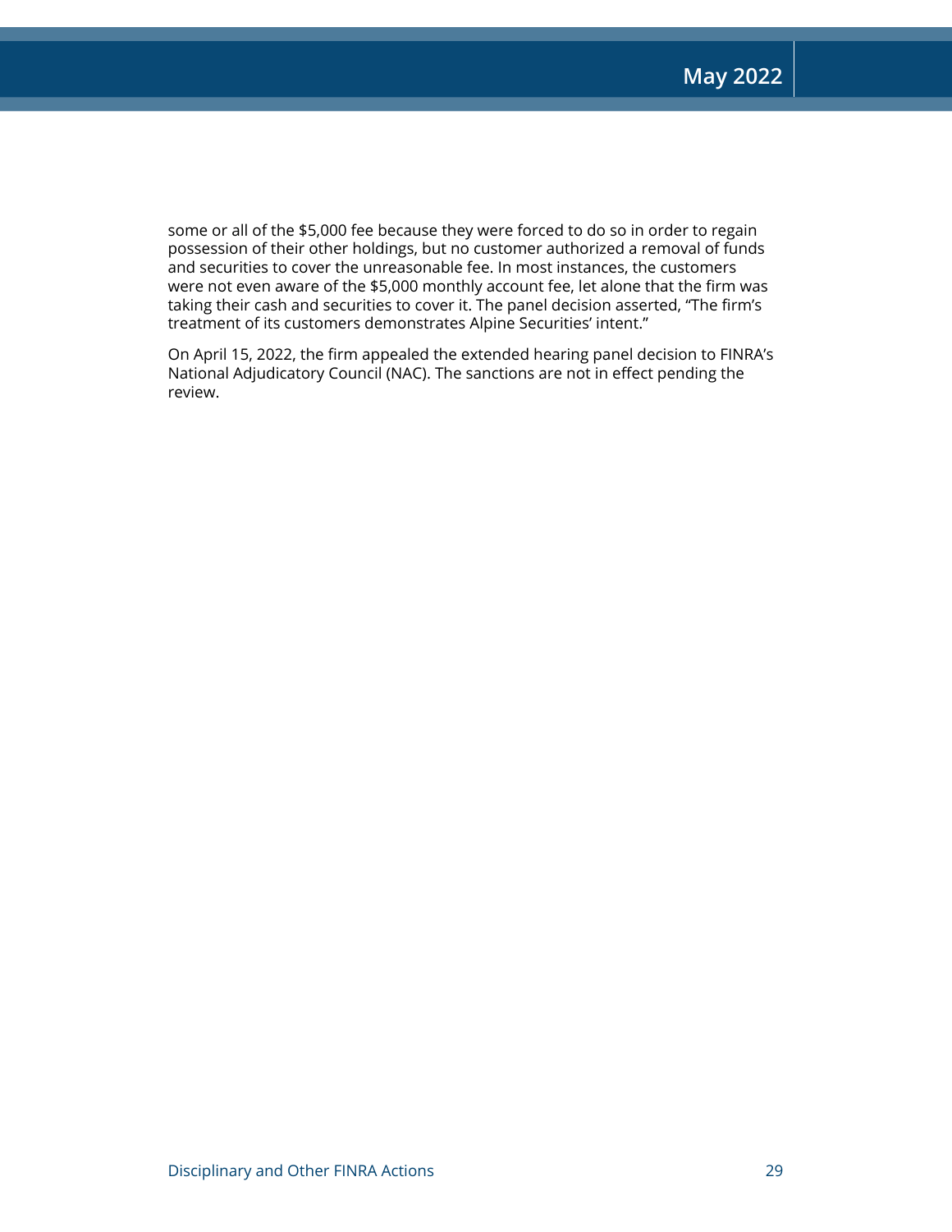some or all of the $5,000 fee because they were forced to do so in order to regain possession of their other holdings, but no customer authorized a removal of funds and securities to cover the unreasonable fee. In most instances, the customers were not even aware of the $5,000 monthly account fee, let alone that the firm was taking their cash and securities to cover it. The panel decision asserted, "The firm's treatment of its customers demonstrates Alpine Securities' intent."

On April 15, 2022, the firm appealed the extended hearing panel decision to FINRA's National Adjudicatory Council (NAC). The sanctions are not in effect pending the review.